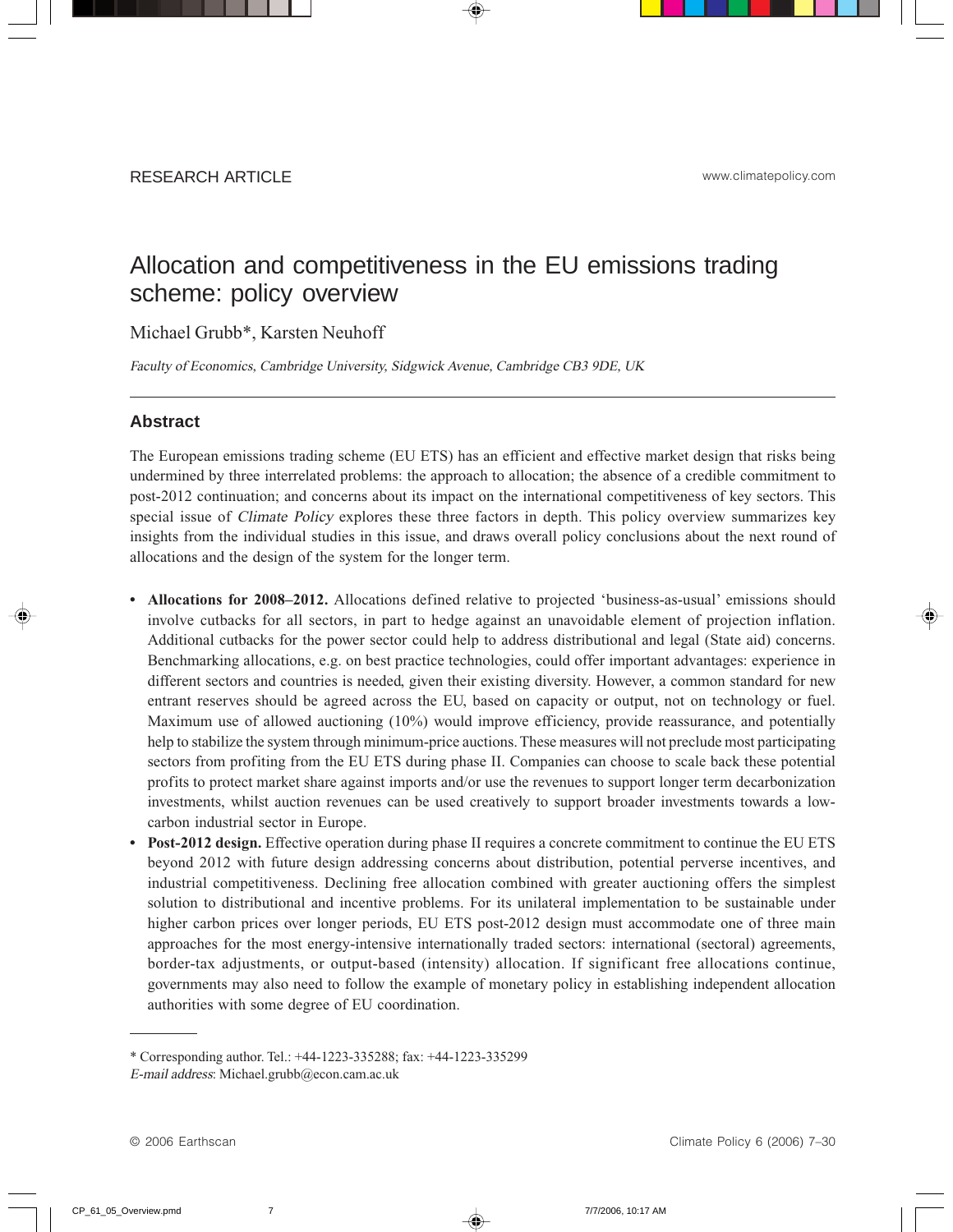RESEARCH ARTICLE

www.climatepolicy.com

# Allocation and competitiveness in the EU emissions trading scheme: policy overview

Michael Grubb*, Karsten Neuhoff

*Faculty of Economics, Cambridge University, Sidgwick Avenue, Cambridge CB3 9DE, UK*

---

## Abstract

The European emissions trading scheme (EU ETS) has an efficient and effective market design that risks being undermined by three interrelated problems: the approach to allocation; the absence of a credible commitment to post-2012 continuation; and concerns about its impact on the international competitiveness of key sectors. This special issue of *Climate Policy* explores these three factors in depth. This policy overview summarizes key insights from the individual studies in this issue, and draws overall policy conclusions about the next round of allocations and the design of the system for the longer term.

- **Allocations for 2008–2012.** Allocations defined relative to projected 'business-as-usual' emissions should involve cutbacks for all sectors, in part to hedge against an unavoidable element of projection inflation. Additional cutbacks for the power sector could help to address distributional and legal (State aid) concerns. Benchmarking allocations, e.g. on best practice technologies, could offer important advantages: experience in different sectors and countries is needed, given their existing diversity. However, a common standard for new entrant reserves should be agreed across the EU, based on capacity or output, not on technology or fuel. Maximum use of allowed auctioning (10%) would improve efficiency, provide reassurance, and potentially help to stabilize the system through minimum-price auctions. These measures will not preclude most participating sectors from profiting from the EU ETS during phase II. Companies can choose to scale back these potential profits to protect market share against imports and/or use the revenues to support longer term decarbonization investments, whilst auction revenues can be used creatively to support broader investments towards a low-carbon industrial sector in Europe.
- **Post-2012 design.** Effective operation during phase II requires a concrete commitment to continue the EU ETS beyond 2012 with future design addressing concerns about distribution, potential perverse incentives, and industrial competitiveness. Declining free allocation combined with greater auctioning offers the simplest solution to distributional and incentive problems. For its unilateral implementation to be sustainable under higher carbon prices over longer periods, EU ETS post-2012 design must accommodate one of three main approaches for the most energy-intensive internationally traded sectors: international (sectoral) agreements, border-tax adjustments, or output-based (intensity) allocation. If significant free allocations continue, governments may also need to follow the example of monetary policy in establishing independent allocation authorities with some degree of EU coordination.

---

\* Corresponding author. Tel.: +44-1223-335288; fax: +44-1223-335299
*E-mail address*: Michael.grubb@econ.cam.ac.uk

© 2006 Earthscan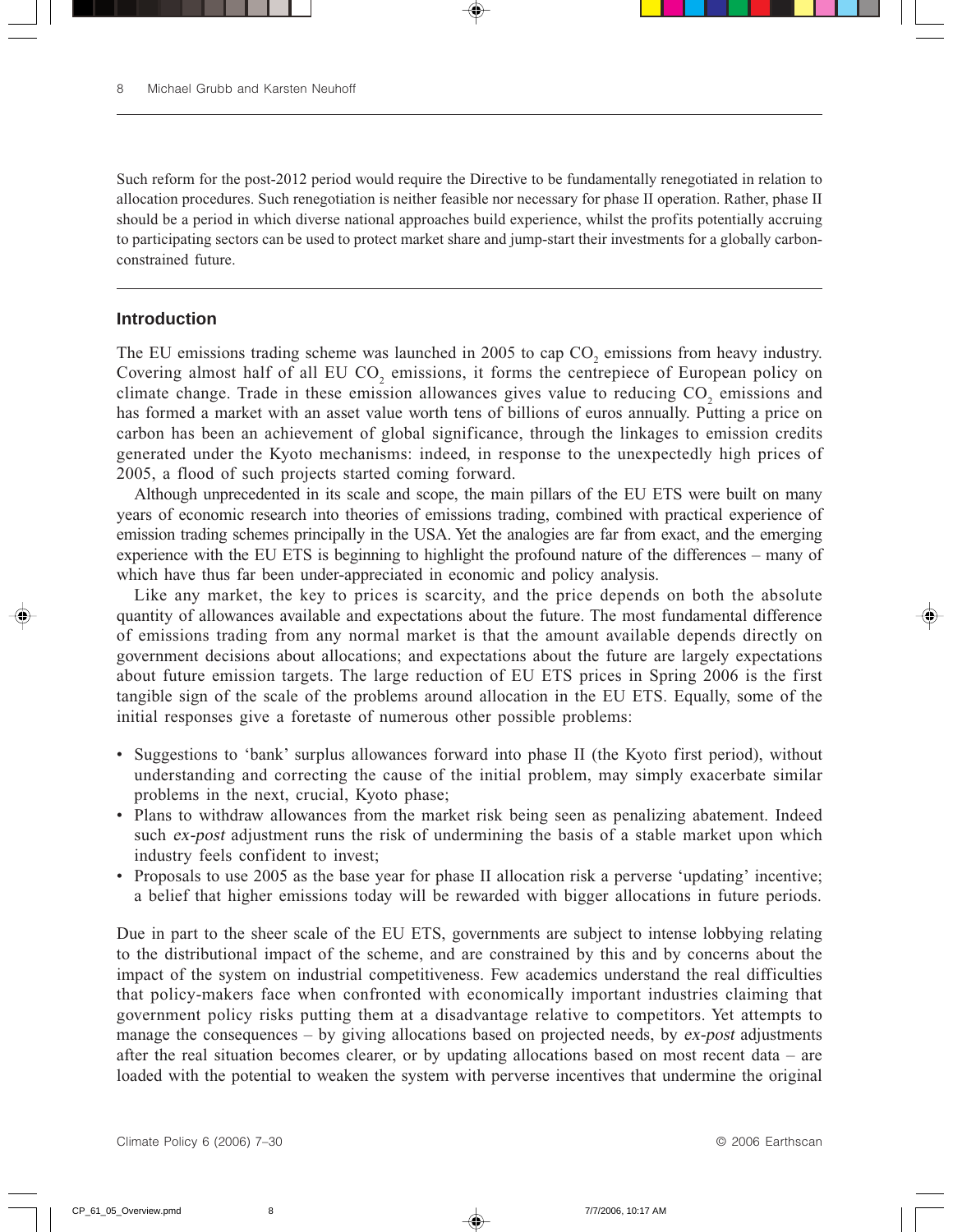Such reform for the post-2012 period would require the Directive to be fundamentally renegotiated in relation to allocation procedures. Such renegotiation is neither feasible nor necessary for phase II operation. Rather, phase II should be a period in which diverse national approaches build experience, whilst the profits potentially accruing to participating sectors can be used to protect market share and jump-start their investments for a globally carbon-constrained future.

## Introduction

The EU emissions trading scheme was launched in 2005 to cap $CO_2$ emissions from heavy industry. Covering almost half of all EU $CO_2$ emissions, it forms the centrepiece of European policy on climate change. Trade in these emission allowances gives value to reducing $CO_2$ emissions and has formed a market with an asset value worth tens of billions of euros annually. Putting a price on carbon has been an achievement of global significance, through the linkages to emission credits generated under the Kyoto mechanisms: indeed, in response to the unexpectedly high prices of 2005, a flood of such projects started coming forward.

Although unprecedented in its scale and scope, the main pillars of the EU ETS were built on many years of economic research into theories of emissions trading, combined with practical experience of emission trading schemes principally in the USA. Yet the analogies are far from exact, and the emerging experience with the EU ETS is beginning to highlight the profound nature of the differences – many of which have thus far been under-appreciated in economic and policy analysis.

Like any market, the key to prices is scarcity, and the price depends on both the absolute quantity of allowances available and expectations about the future. The most fundamental difference of emissions trading from any normal market is that the amount available depends directly on government decisions about allocations; and expectations about the future are largely expectations about future emission targets. The large reduction of EU ETS prices in Spring 2006 is the first tangible sign of the scale of the problems around allocation in the EU ETS. Equally, some of the initial responses give a foretaste of numerous other possible problems:

- Suggestions to 'bank' surplus allowances forward into phase II (the Kyoto first period), without understanding and correcting the cause of the initial problem, may simply exacerbate similar problems in the next, crucial, Kyoto phase;
- Plans to withdraw allowances from the market risk being seen as penalizing abatement. Indeed such *ex-post* adjustment runs the risk of undermining the basis of a stable market upon which industry feels confident to invest;
- Proposals to use 2005 as the base year for phase II allocation risk a perverse 'updating' incentive; a belief that higher emissions today will be rewarded with bigger allocations in future periods.

Due in part to the sheer scale of the EU ETS, governments are subject to intense lobbying relating to the distributional impact of the scheme, and are constrained by this and by concerns about the impact of the system on industrial competitiveness. Few academics understand the real difficulties that policy-makers face when confronted with economically important industries claiming that government policy risks putting them at a disadvantage relative to competitors. Yet attempts to manage the consequences – by giving allocations based on projected needs, by *ex-post* adjustments after the real situation becomes clearer, or by updating allocations based on most recent data – are loaded with the potential to weaken the system with perverse incentives that undermine the original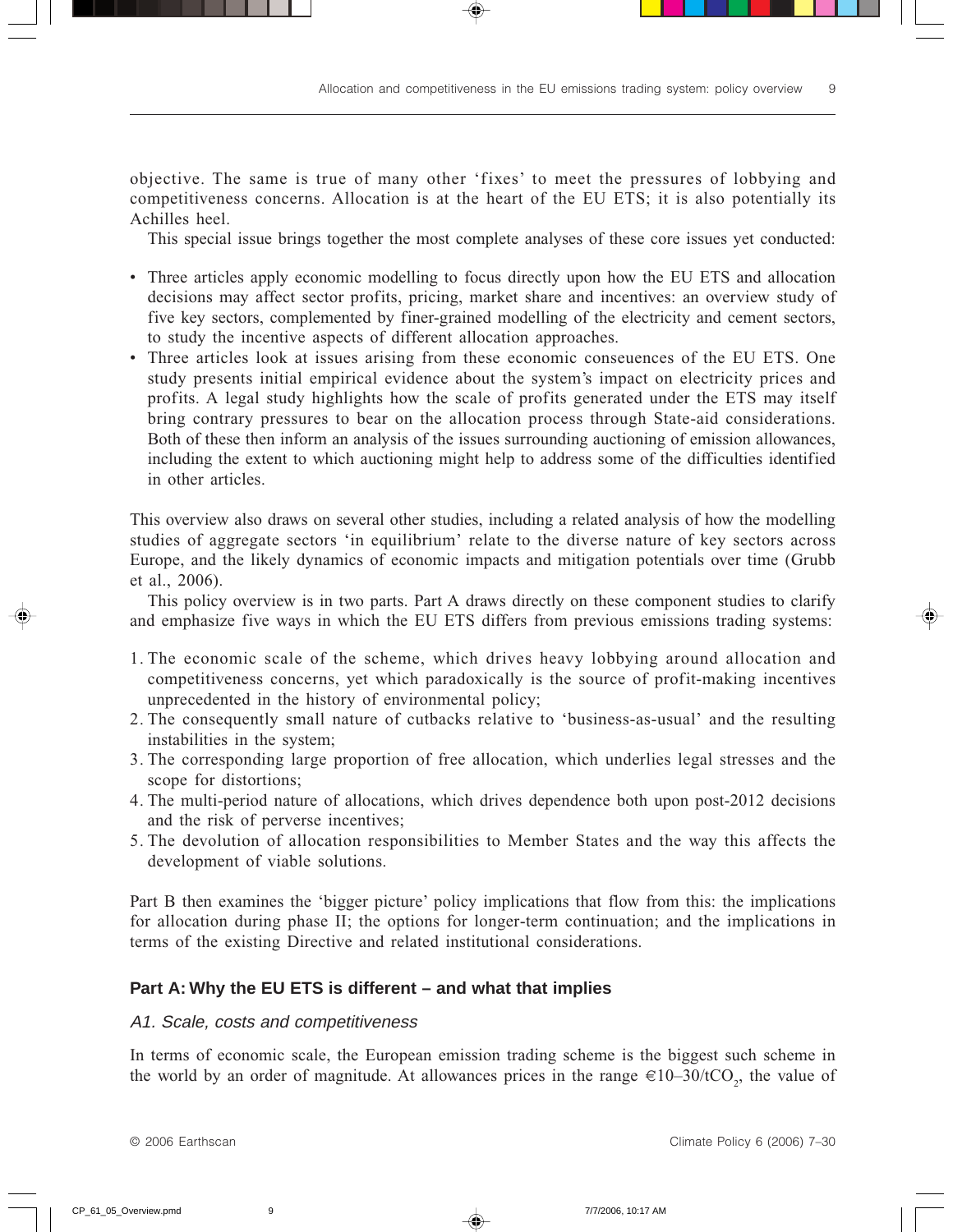objective. The same is true of many other 'fixes' to meet the pressures of lobbying and competitiveness concerns. Allocation is at the heart of the EU ETS; it is also potentially its Achilles heel.

This special issue brings together the most complete analyses of these core issues yet conducted:

- Three articles apply economic modelling to focus directly upon how the EU ETS and allocation decisions may affect sector profits, pricing, market share and incentives: an overview study of five key sectors, complemented by finer-grained modelling of the electricity and cement sectors, to study the incentive aspects of different allocation approaches.
- Three articles look at issues arising from these economic conseuences of the EU ETS. One study presents initial empirical evidence about the system's impact on electricity prices and profits. A legal study highlights how the scale of profits generated under the ETS may itself bring contrary pressures to bear on the allocation process through State-aid considerations. Both of these then inform an analysis of the issues surrounding auctioning of emission allowances, including the extent to which auctioning might help to address some of the difficulties identified in other articles.

This overview also draws on several other studies, including a related analysis of how the modelling studies of aggregate sectors 'in equilibrium' relate to the diverse nature of key sectors across Europe, and the likely dynamics of economic impacts and mitigation potentials over time (Grubb et al., 2006).

This policy overview is in two parts. Part A draws directly on these component studies to clarify and emphasize five ways in which the EU ETS differs from previous emissions trading systems:

1. The economic scale of the scheme, which drives heavy lobbying around allocation and competitiveness concerns, yet which paradoxically is the source of profit-making incentives unprecedented in the history of environmental policy;
2. The consequently small nature of cutbacks relative to 'business-as-usual' and the resulting instabilities in the system;
3. The corresponding large proportion of free allocation, which underlies legal stresses and the scope for distortions;
4. The multi-period nature of allocations, which drives dependence both upon post-2012 decisions and the risk of perverse incentives;
5. The devolution of allocation responsibilities to Member States and the way this affects the development of viable solutions.

Part B then examines the 'bigger picture' policy implications that flow from this: the implications for allocation during phase II; the options for longer-term continuation; and the implications in terms of the existing Directive and related institutional considerations.

## Part A: Why the EU ETS is different – and what that implies

### *A1. Scale, costs and competitiveness*

In terms of economic scale, the European emission trading scheme is the biggest such scheme in the world by an order of magnitude. At allowances prices in the range €10–30/t$CO_2$, the value of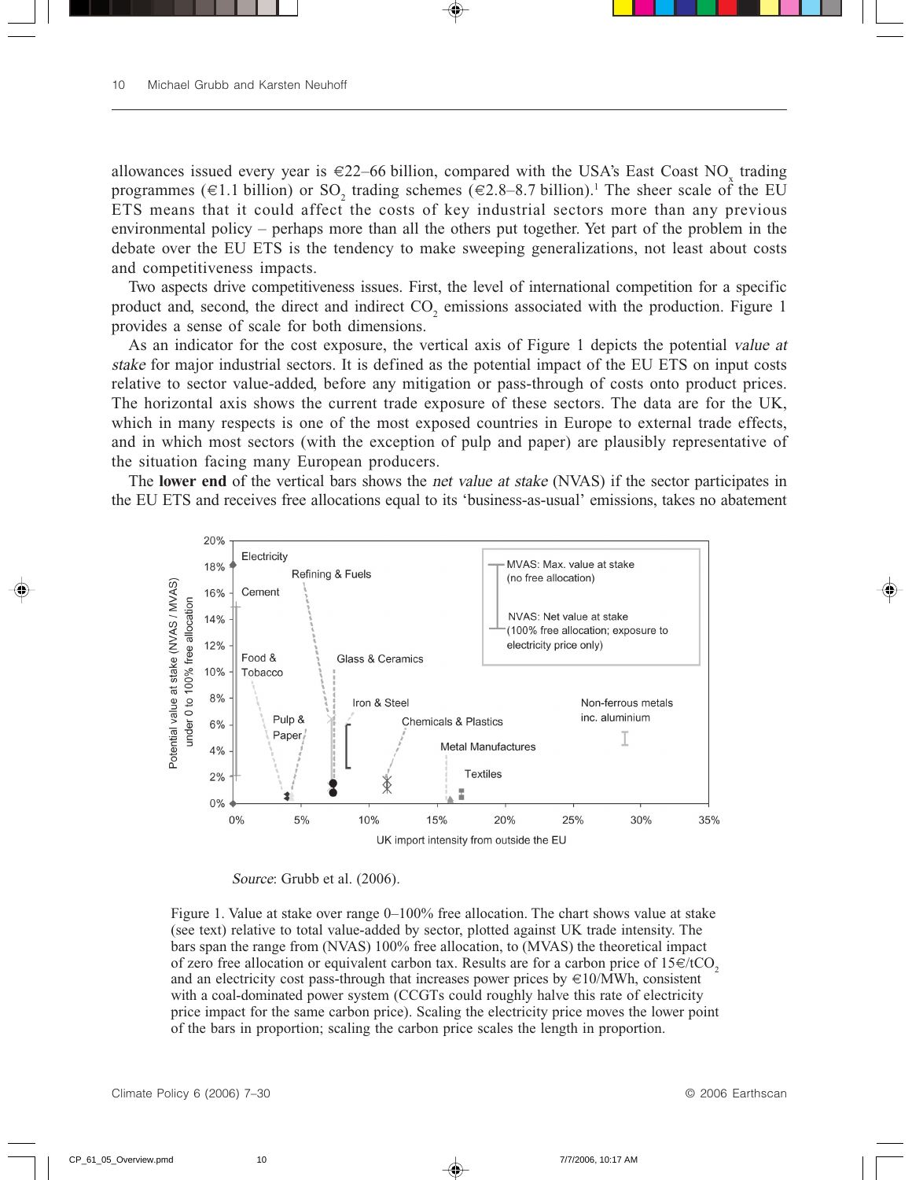allowances issued every year is €22–66 billion, compared with the USA's East Coast $NO_x$ trading programmes (€1.1 billion) or $SO_2$ trading schemes (€2.8–8.7 billion).[1] The sheer scale of the EU ETS means that it could affect the costs of key industrial sectors more than any previous environmental policy – perhaps more than all the others put together. Yet part of the problem in the debate over the EU ETS is the tendency to make sweeping generalizations, not least about costs and competitiveness impacts.

Two aspects drive competitiveness issues. First, the level of international competition for a specific product and, second, the direct and indirect $CO_2$ emissions associated with the production. Figure 1 provides a sense of scale for both dimensions.

As an indicator for the cost exposure, the vertical axis of Figure 1 depicts the potential *value at stake* for major industrial sectors. It is defined as the potential impact of the EU ETS on input costs relative to sector value-added, before any mitigation or pass-through of costs onto product prices. The horizontal axis shows the current trade exposure of these sectors. The data are for the UK, which in many respects is one of the most exposed countries in Europe to external trade effects, and in which most sectors (with the exception of pulp and paper) are plausibly representative of the situation facing many European producers.

The **lower end** of the vertical bars shows the *net value at stake* (NVAS) if the sector participates in the EU ETS and receives free allocations equal to its 'business-as-usual' emissions, takes no abatement

*Source*: Grubb et al. (2006).

Figure 1. Value at stake over range 0–100% free allocation. The chart shows value at stake (see text) relative to total value-added by sector, plotted against UK trade intensity. The bars span the range from (NVAS) 100% free allocation, to (MVAS) the theoretical impact of zero free allocation or equivalent carbon tax. Results are for a carbon price of 15€/$tCO_2$ and an electricity cost pass-through that increases power prices by €10/MWh, consistent with a coal-dominated power system (CCGTs could roughly halve this rate of electricity price impact for the same carbon price). Scaling the electricity price moves the lower point of the bars in proportion; scaling the carbon price scales the length in proportion.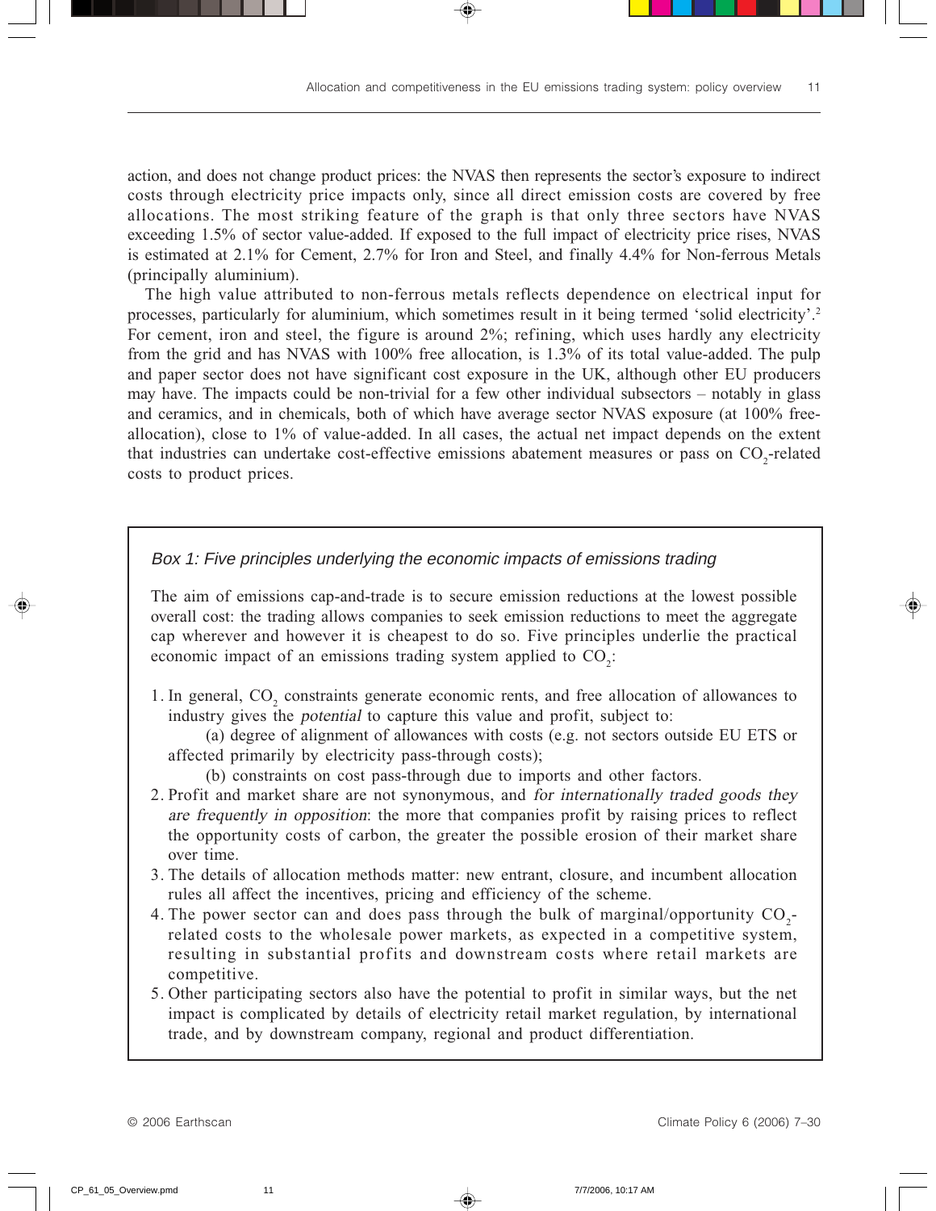action, and does not change product prices: the NVAS then represents the sector's exposure to indirect costs through electricity price impacts only, since all direct emission costs are covered by free allocations. The most striking feature of the graph is that only three sectors have NVAS exceeding 1.5% of sector value-added. If exposed to the full impact of electricity price rises, NVAS is estimated at 2.1% for Cement, 2.7% for Iron and Steel, and finally 4.4% for Non-ferrous Metals (principally aluminium).

The high value attributed to non-ferrous metals reflects dependence on electrical input for processes, particularly for aluminium, which sometimes result in it being termed 'solid electricity'.[2] For cement, iron and steel, the figure is around 2%; refining, which uses hardly any electricity from the grid and has NVAS with 100% free allocation, is 1.3% of its total value-added. The pulp and paper sector does not have significant cost exposure in the UK, although other EU producers may have. The impacts could be non-trivial for a few other individual subsectors – notably in glass and ceramics, and in chemicals, both of which have average sector NVAS exposure (at 100% free-allocation), close to 1% of value-added. In all cases, the actual net impact depends on the extent that industries can undertake cost-effective emissions abatement measures or pass on $CO_2$-related costs to product prices.

> *Box 1: Five principles underlying the economic impacts of emissions trading*
>
> The aim of emissions cap-and-trade is to secure emission reductions at the lowest possible overall cost: the trading allows companies to seek emission reductions to meet the aggregate cap wherever and however it is cheapest to do so. Five principles underlie the practical economic impact of an emissions trading system applied to $CO_2$:
>
> 1. In general, $CO_2$ constraints generate economic rents, and free allocation of allowances to industry gives the *potential* to capture this value and profit, subject to:
>    (a) degree of alignment of allowances with costs (e.g. not sectors outside EU ETS or affected primarily by electricity pass-through costs);
>    (b) constraints on cost pass-through due to imports and other factors.
> 2. Profit and market share are not synonymous, and *for internationally traded goods they are frequently in opposition*: the more that companies profit by raising prices to reflect the opportunity costs of carbon, the greater the possible erosion of their market share over time.
> 3. The details of allocation methods matter: new entrant, closure, and incumbent allocation rules all affect the incentives, pricing and efficiency of the scheme.
> 4. The power sector can and does pass through the bulk of marginal/opportunity $CO_2$-related costs to the wholesale power markets, as expected in a competitive system, resulting in substantial profits and downstream costs where retail markets are competitive.
> 5. Other participating sectors also have the potential to profit in similar ways, but the net impact is complicated by details of electricity retail market regulation, by international trade, and by downstream company, regional and product differentiation.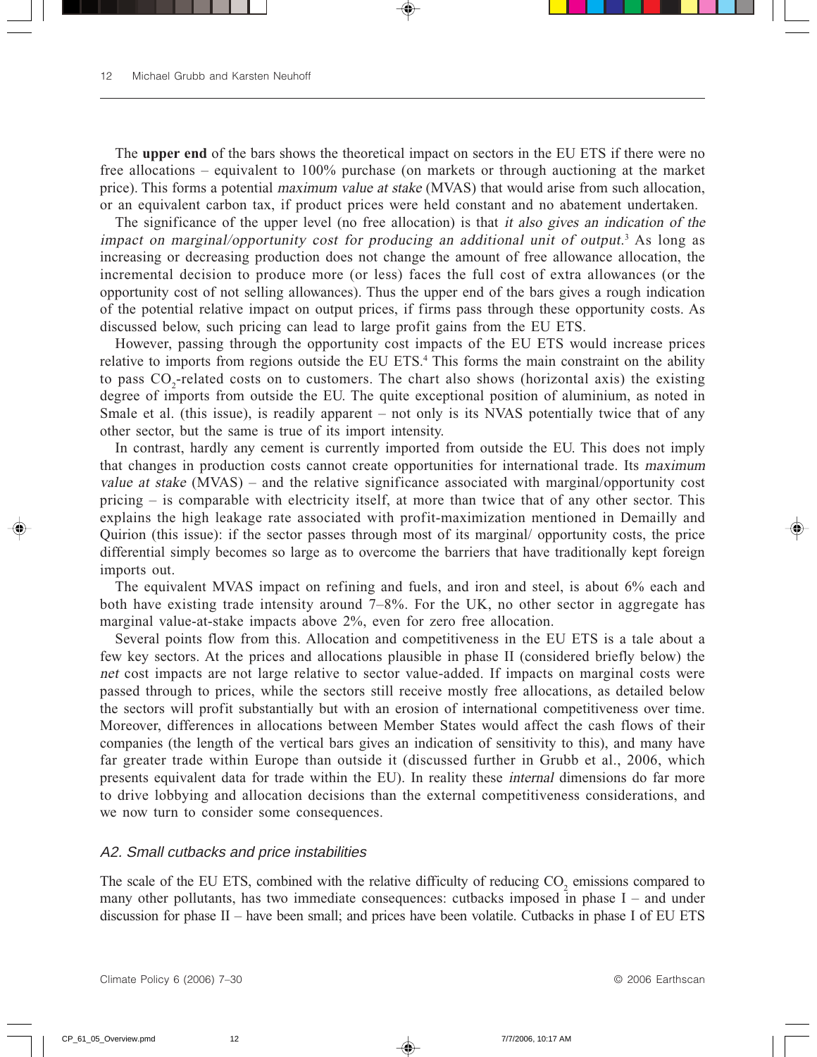The **upper end** of the bars shows the theoretical impact on sectors in the EU ETS if there were no free allocations – equivalent to 100% purchase (on markets or through auctioning at the market price). This forms a potential *maximum value at stake* (MVAS) that would arise from such allocation, or an equivalent carbon tax, if product prices were held constant and no abatement undertaken.

The significance of the upper level (no free allocation) is that *it also gives an indication of the impact on marginal/opportunity cost for producing an additional unit of output*.[3] As long as increasing or decreasing production does not change the amount of free allowance allocation, the incremental decision to produce more (or less) faces the full cost of extra allowances (or the opportunity cost of not selling allowances). Thus the upper end of the bars gives a rough indication of the potential relative impact on output prices, if firms pass through these opportunity costs. As discussed below, such pricing can lead to large profit gains from the EU ETS.

However, passing through the opportunity cost impacts of the EU ETS would increase prices relative to imports from regions outside the EU ETS.[4] This forms the main constraint on the ability to pass $CO_2$-related costs on to customers. The chart also shows (horizontal axis) the existing degree of imports from outside the EU. The quite exceptional position of aluminium, as noted in Smale et al. (this issue), is readily apparent – not only is its NVAS potentially twice that of any other sector, but the same is true of its import intensity.

In contrast, hardly any cement is currently imported from outside the EU. This does not imply that changes in production costs cannot create opportunities for international trade. Its *maximum value at stake* (MVAS) – and the relative significance associated with marginal/opportunity cost pricing – is comparable with electricity itself, at more than twice that of any other sector. This explains the high leakage rate associated with profit-maximization mentioned in Demailly and Quirion (this issue): if the sector passes through most of its marginal/ opportunity costs, the price differential simply becomes so large as to overcome the barriers that have traditionally kept foreign imports out.

The equivalent MVAS impact on refining and fuels, and iron and steel, is about 6% each and both have existing trade intensity around 7–8%. For the UK, no other sector in aggregate has marginal value-at-stake impacts above 2%, even for zero free allocation.

Several points flow from this. Allocation and competitiveness in the EU ETS is a tale about a few key sectors. At the prices and allocations plausible in phase II (considered briefly below) the *net* cost impacts are not large relative to sector value-added. If impacts on marginal costs were passed through to prices, while the sectors still receive mostly free allocations, as detailed below the sectors will profit substantially but with an erosion of international competitiveness over time. Moreover, differences in allocations between Member States would affect the cash flows of their companies (the length of the vertical bars gives an indication of sensitivity to this), and many have far greater trade within Europe than outside it (discussed further in Grubb et al., 2006, which presents equivalent data for trade within the EU). In reality these *internal* dimensions do far more to drive lobbying and allocation decisions than the external competitiveness considerations, and we now turn to consider some consequences.

### *A2. Small cutbacks and price instabilities*

The scale of the EU ETS, combined with the relative difficulty of reducing $CO_2$ emissions compared to many other pollutants, has two immediate consequences: cutbacks imposed in phase I – and under discussion for phase II – have been small; and prices have been volatile. Cutbacks in phase I of EU ETS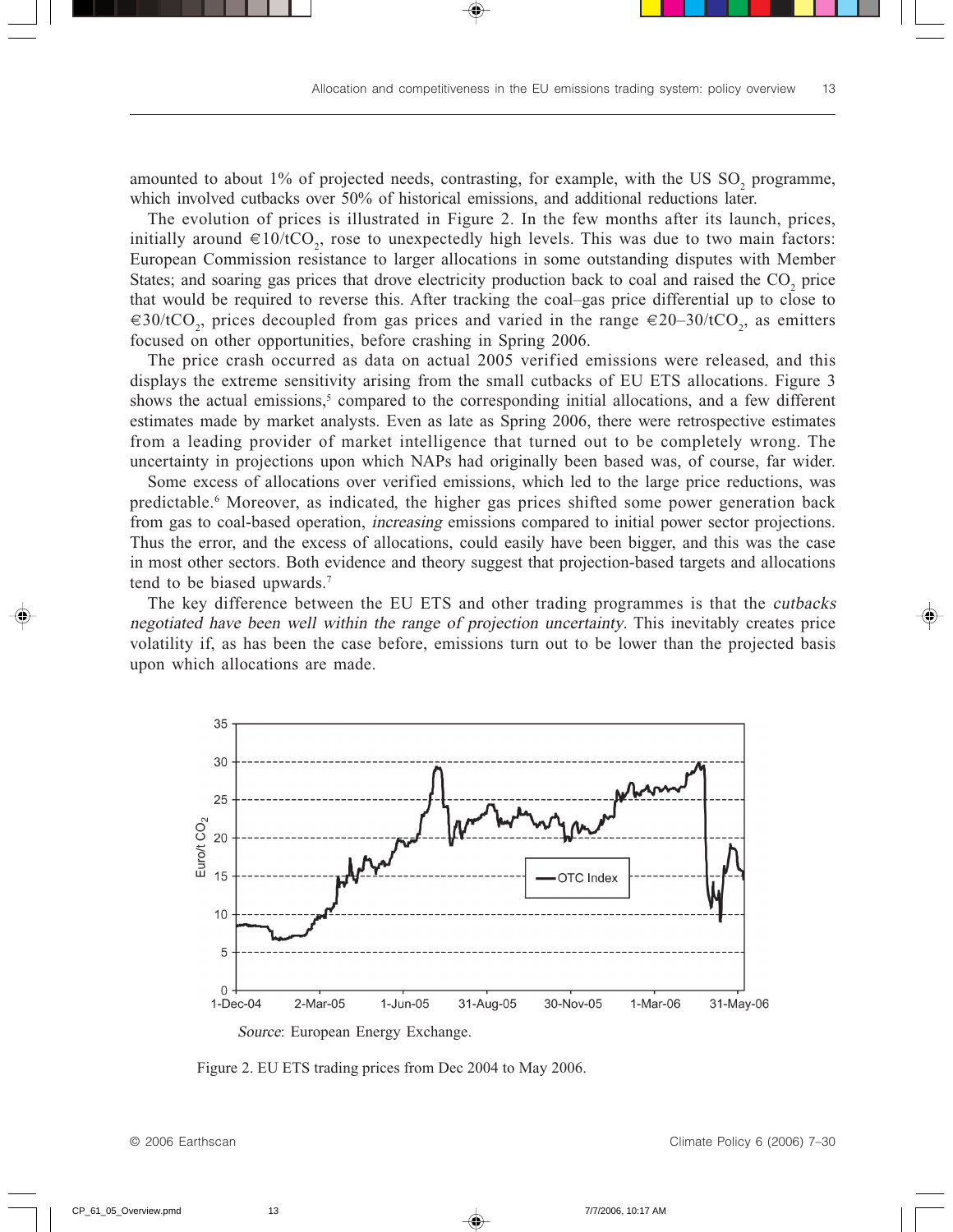amounted to about 1% of projected needs, contrasting, for example, with the US $SO_2$ programme, which involved cutbacks over 50% of historical emissions, and additional reductions later.

The evolution of prices is illustrated in Figure 2. In the few months after its launch, prices, initially around €10/t$CO_2$, rose to unexpectedly high levels. This was due to two main factors: European Commission resistance to larger allocations in some outstanding disputes with Member States; and soaring gas prices that drove electricity production back to coal and raised the $CO_2$ price that would be required to reverse this. After tracking the coal–gas price differential up to close to €30/t$CO_2$, prices decoupled from gas prices and varied in the range €20–30/t$CO_2$, as emitters focused on other opportunities, before crashing in Spring 2006.

The price crash occurred as data on actual 2005 verified emissions were released, and this displays the extreme sensitivity arising from the small cutbacks of EU ETS allocations. Figure 3 shows the actual emissions,[5] compared to the corresponding initial allocations, and a few different estimates made by market analysts. Even as late as Spring 2006, there were retrospective estimates from a leading provider of market intelligence that turned out to be completely wrong. The uncertainty in projections upon which NAPs had originally been based was, of course, far wider.

Some excess of allocations over verified emissions, which led to the large price reductions, was predictable.[6] Moreover, as indicated, the higher gas prices shifted some power generation back from gas to coal-based operation, *increasing* emissions compared to initial power sector projections. Thus the error, and the excess of allocations, could easily have been bigger, and this was the case in most other sectors. Both evidence and theory suggest that projection-based targets and allocations tend to be biased upwards.[7]

The key difference between the EU ETS and other trading programmes is that the *cutbacks negotiated have been well within the range of projection uncertainty*. This inevitably creates price volatility if, as has been the case before, emissions turn out to be lower than the projected basis upon which allocations are made.

*Source*: European Energy Exchange.

Figure 2. EU ETS trading prices from Dec 2004 to May 2006.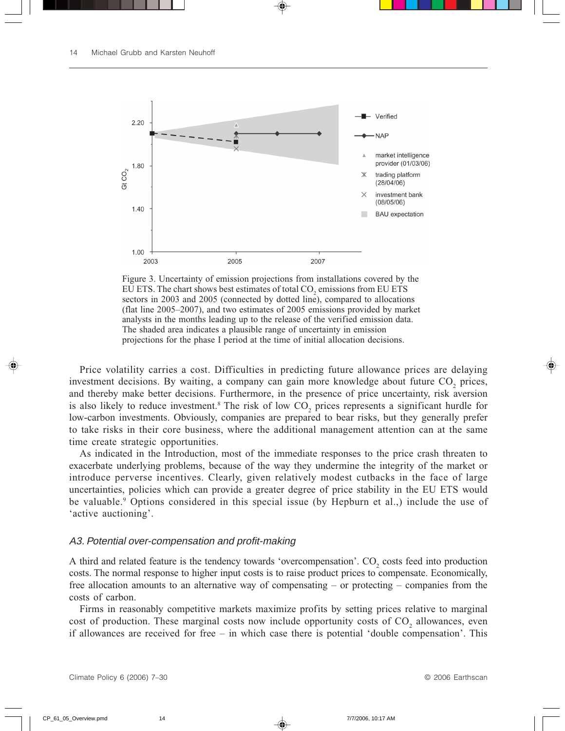Figure 3. Uncertainty of emission projections from installations covered by the EU ETS. The chart shows best estimates of total $CO_2$ emissions from EU ETS sectors in 2003 and 2005 (connected by dotted line), compared to allocations (flat line 2005–2007), and two estimates of 2005 emissions provided by market analysts in the months leading up to the release of the verified emission data. The shaded area indicates a plausible range of uncertainty in emission projections for the phase I period at the time of initial allocation decisions.

Price volatility carries a cost. Difficulties in predicting future allowance prices are delaying investment decisions. By waiting, a company can gain more knowledge about future $CO_2$ prices, and thereby make better decisions. Furthermore, in the presence of price uncertainty, risk aversion is also likely to reduce investment.[8] The risk of low $CO_2$ prices represents a significant hurdle for low-carbon investments. Obviously, companies are prepared to bear risks, but they generally prefer to take risks in their core business, where the additional management attention can at the same time create strategic opportunities.

As indicated in the Introduction, most of the immediate responses to the price crash threaten to exacerbate underlying problems, because of the way they undermine the integrity of the market or introduce perverse incentives. Clearly, given relatively modest cutbacks in the face of large uncertainties, policies which can provide a greater degree of price stability in the EU ETS would be valuable.[9] Options considered in this special issue (by Hepburn et al.,) include the use of 'active auctioning'.

### *A3. Potential over-compensation and profit-making*

A third and related feature is the tendency towards 'overcompensation'. $CO_2$ costs feed into production costs. The normal response to higher input costs is to raise product prices to compensate. Economically, free allocation amounts to an alternative way of compensating – or protecting – companies from the costs of carbon.

Firms in reasonably competitive markets maximize profits by setting prices relative to marginal cost of production. These marginal costs now include opportunity costs of $CO_2$ allowances, even if allowances are received for free – in which case there is potential 'double compensation'. This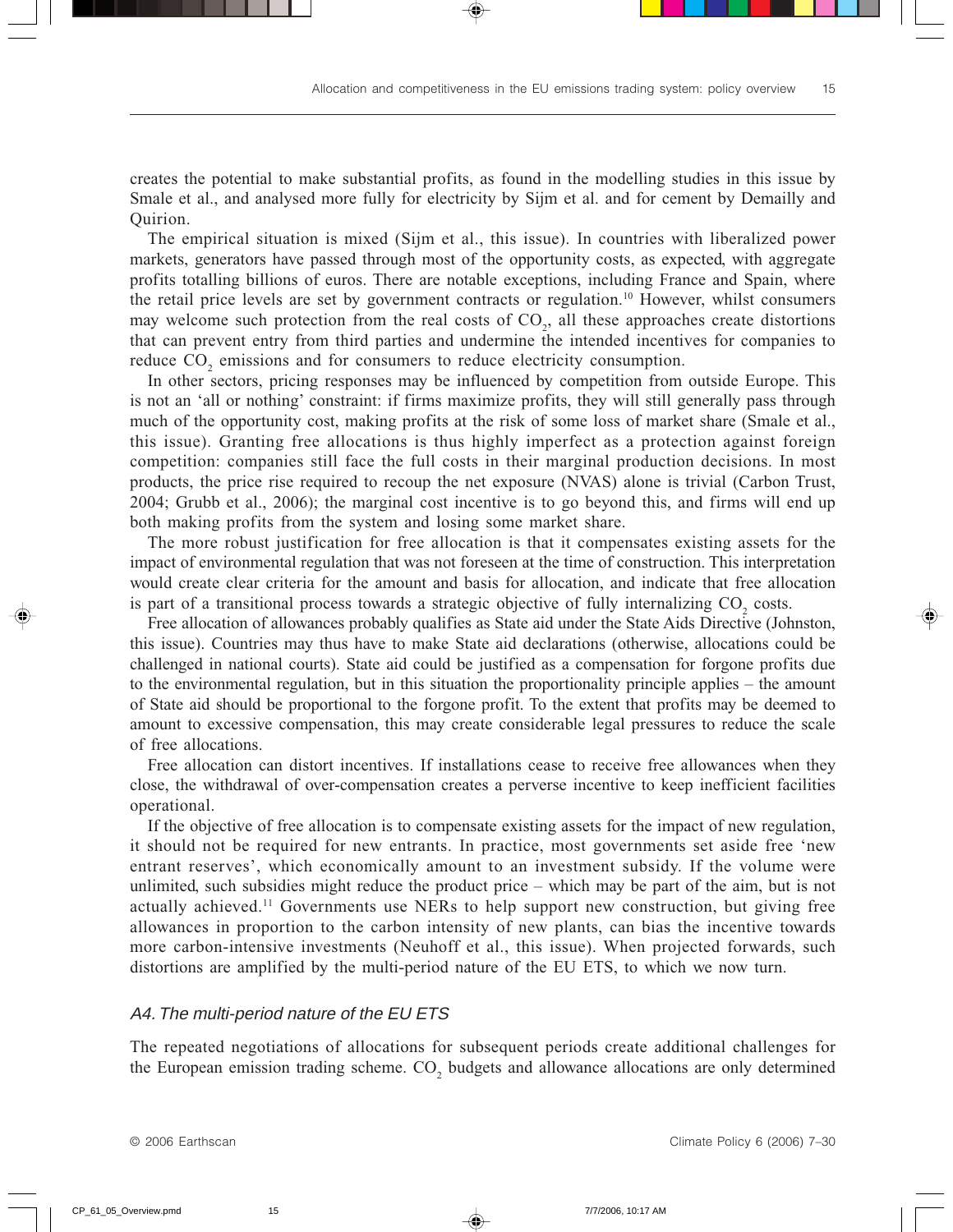creates the potential to make substantial profits, as found in the modelling studies in this issue by Smale et al., and analysed more fully for electricity by Sijm et al. and for cement by Demailly and Quirion.

The empirical situation is mixed (Sijm et al., this issue). In countries with liberalized power markets, generators have passed through most of the opportunity costs, as expected, with aggregate profits totalling billions of euros. There are notable exceptions, including France and Spain, where the retail price levels are set by government contracts or regulation.[10] However, whilst consumers may welcome such protection from the real costs of $CO_2$, all these approaches create distortions that can prevent entry from third parties and undermine the intended incentives for companies to reduce $CO_2$ emissions and for consumers to reduce electricity consumption.

In other sectors, pricing responses may be influenced by competition from outside Europe. This is not an 'all or nothing' constraint: if firms maximize profits, they will still generally pass through much of the opportunity cost, making profits at the risk of some loss of market share (Smale et al., this issue). Granting free allocations is thus highly imperfect as a protection against foreign competition: companies still face the full costs in their marginal production decisions. In most products, the price rise required to recoup the net exposure (NVAS) alone is trivial (Carbon Trust, 2004; Grubb et al., 2006); the marginal cost incentive is to go beyond this, and firms will end up both making profits from the system and losing some market share.

The more robust justification for free allocation is that it compensates existing assets for the impact of environmental regulation that was not foreseen at the time of construction. This interpretation would create clear criteria for the amount and basis for allocation, and indicate that free allocation is part of a transitional process towards a strategic objective of fully internalizing $CO_2$ costs.

Free allocation of allowances probably qualifies as State aid under the State Aids Directive (Johnston, this issue). Countries may thus have to make State aid declarations (otherwise, allocations could be challenged in national courts). State aid could be justified as a compensation for forgone profits due to the environmental regulation, but in this situation the proportionality principle applies – the amount of State aid should be proportional to the forgone profit. To the extent that profits may be deemed to amount to excessive compensation, this may create considerable legal pressures to reduce the scale of free allocations.

Free allocation can distort incentives. If installations cease to receive free allowances when they close, the withdrawal of over-compensation creates a perverse incentive to keep inefficient facilities operational.

If the objective of free allocation is to compensate existing assets for the impact of new regulation, it should not be required for new entrants. In practice, most governments set aside free 'new entrant reserves', which economically amount to an investment subsidy. If the volume were unlimited, such subsidies might reduce the product price – which may be part of the aim, but is not actually achieved.[11] Governments use NERs to help support new construction, but giving free allowances in proportion to the carbon intensity of new plants, can bias the incentive towards more carbon-intensive investments (Neuhoff et al., this issue). When projected forwards, such distortions are amplified by the multi-period nature of the EU ETS, to which we now turn.

### *A4. The multi-period nature of the EU ETS*

The repeated negotiations of allocations for subsequent periods create additional challenges for the European emission trading scheme. $CO_2$ budgets and allowance allocations are only determined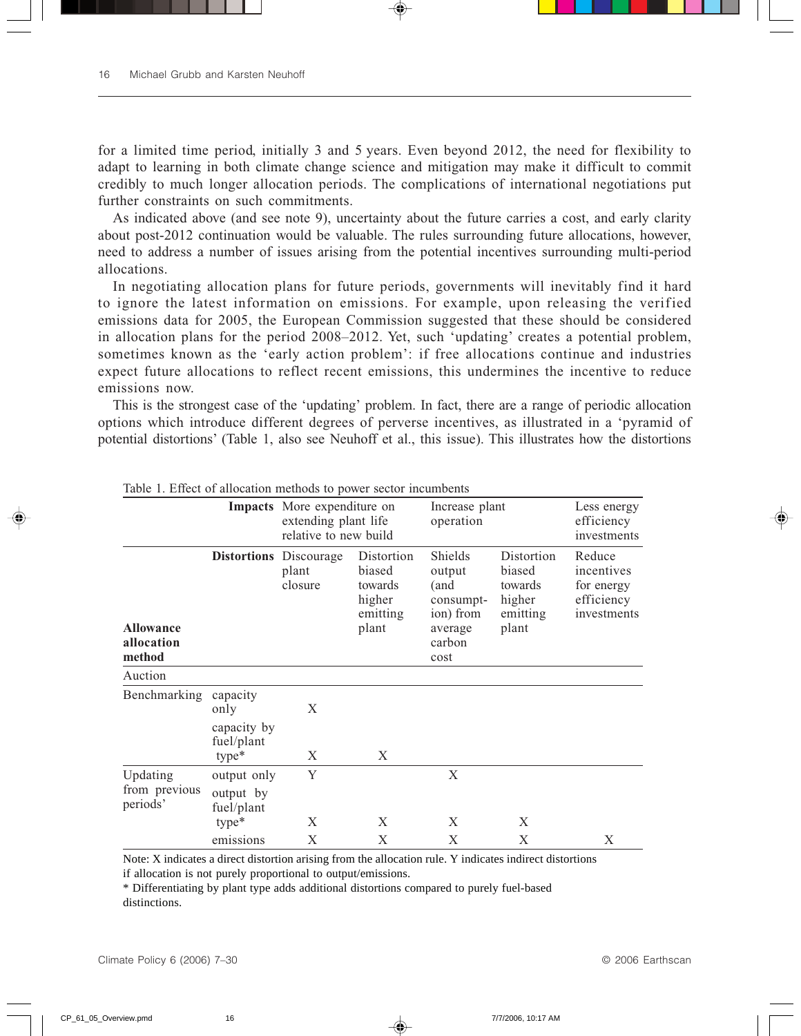for a limited time period, initially 3 and 5 years. Even beyond 2012, the need for flexibility to adapt to learning in both climate change science and mitigation may make it difficult to commit credibly to much longer allocation periods. The complications of international negotiations put further constraints on such commitments.

As indicated above (and see note 9), uncertainty about the future carries a cost, and early clarity about post-2012 continuation would be valuable. The rules surrounding future allocations, however, need to address a number of issues arising from the potential incentives surrounding multi-period allocations.

In negotiating allocation plans for future periods, governments will inevitably find it hard to ignore the latest information on emissions. For example, upon releasing the verified emissions data for 2005, the European Commission suggested that these should be considered in allocation plans for the period 2008–2012. Yet, such 'updating' creates a potential problem, sometimes known as the 'early action problem': if free allocations continue and industries expect future allocations to reflect recent emissions, this undermines the incentive to reduce emissions now.

This is the strongest case of the 'updating' problem. In fact, there are a range of periodic allocation options which introduce different degrees of perverse incentives, as illustrated in a 'pyramid of potential distortions' (Table 1, also see Neuhoff et al., this issue). This illustrates how the distortions

Table 1. Effect of allocation methods to power sector incumbents

| | **Impacts** | More expenditure on extending plant life relative to new build | | Increase plant operation | | Less energy efficiency investments |
|---|---|---|---|---|---|---|
| **Allowance allocation method** | **Distortions** | Discourage plant closure | Distortion biased towards higher emitting plant | Shields output (and consumption) from average carbon cost | Distortion biased towards higher emitting plant | Reduce incentives for energy efficiency investments |
| Auction | | | | | | |
| Benchmarking | capacity only | X | | | | |
| | capacity by fuel/plant type* | X | X | | | |
| Updating from previous periods' | output only | Y | | X | | |
| | output by fuel/plant type* | X | X | X | X | |
| | emissions | X | X | X | X | X |

Note: X indicates a direct distortion arising from the allocation rule. Y indicates indirect distortions if allocation is not purely proportional to output/emissions.

* Differentiating by plant type adds additional distortions compared to purely fuel-based distinctions.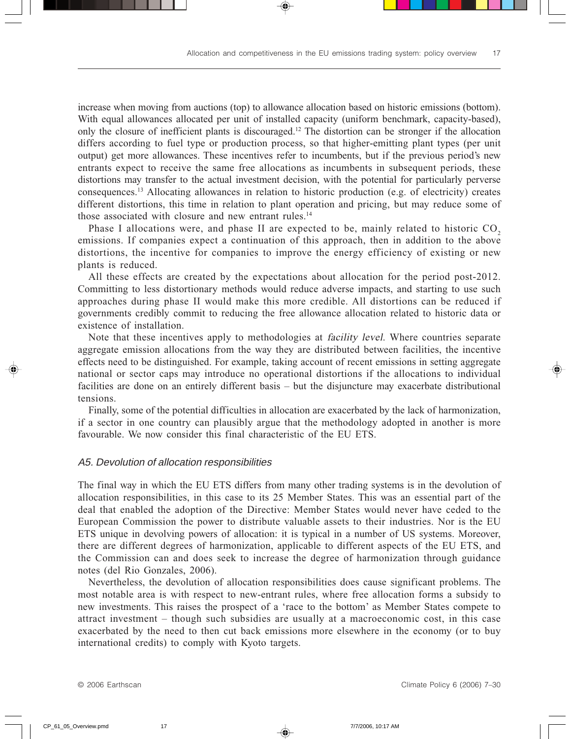increase when moving from auctions (top) to allowance allocation based on historic emissions (bottom). With equal allowances allocated per unit of installed capacity (uniform benchmark, capacity-based), only the closure of inefficient plants is discouraged.[12] The distortion can be stronger if the allocation differs according to fuel type or production process, so that higher-emitting plant types (per unit output) get more allowances. These incentives refer to incumbents, but if the previous period's new entrants expect to receive the same free allocations as incumbents in subsequent periods, these distortions may transfer to the actual investment decision, with the potential for particularly perverse consequences.[13] Allocating allowances in relation to historic production (e.g. of electricity) creates different distortions, this time in relation to plant operation and pricing, but may reduce some of those associated with closure and new entrant rules.[14]

Phase I allocations were, and phase II are expected to be, mainly related to historic $CO_2$ emissions. If companies expect a continuation of this approach, then in addition to the above distortions, the incentive for companies to improve the energy efficiency of existing or new plants is reduced.

All these effects are created by the expectations about allocation for the period post-2012. Committing to less distortionary methods would reduce adverse impacts, and starting to use such approaches during phase II would make this more credible. All distortions can be reduced if governments credibly commit to reducing the free allowance allocation related to historic data or existence of installation.

Note that these incentives apply to methodologies at *facility level*. Where countries separate aggregate emission allocations from the way they are distributed between facilities, the incentive effects need to be distinguished. For example, taking account of recent emissions in setting aggregate national or sector caps may introduce no operational distortions if the allocations to individual facilities are done on an entirely different basis – but the disjuncture may exacerbate distributional tensions.

Finally, some of the potential difficulties in allocation are exacerbated by the lack of harmonization, if a sector in one country can plausibly argue that the methodology adopted in another is more favourable. We now consider this final characteristic of the EU ETS.

### *A5. Devolution of allocation responsibilities*

The final way in which the EU ETS differs from many other trading systems is in the devolution of allocation responsibilities, in this case to its 25 Member States. This was an essential part of the deal that enabled the adoption of the Directive: Member States would never have ceded to the European Commission the power to distribute valuable assets to their industries. Nor is the EU ETS unique in devolving powers of allocation: it is typical in a number of US systems. Moreover, there are different degrees of harmonization, applicable to different aspects of the EU ETS, and the Commission can and does seek to increase the degree of harmonization through guidance notes (del Rio Gonzales, 2006).

Nevertheless, the devolution of allocation responsibilities does cause significant problems. The most notable area is with respect to new-entrant rules, where free allocation forms a subsidy to new investments. This raises the prospect of a 'race to the bottom' as Member States compete to attract investment – though such subsidies are usually at a macroeconomic cost, in this case exacerbated by the need to then cut back emissions more elsewhere in the economy (or to buy international credits) to comply with Kyoto targets.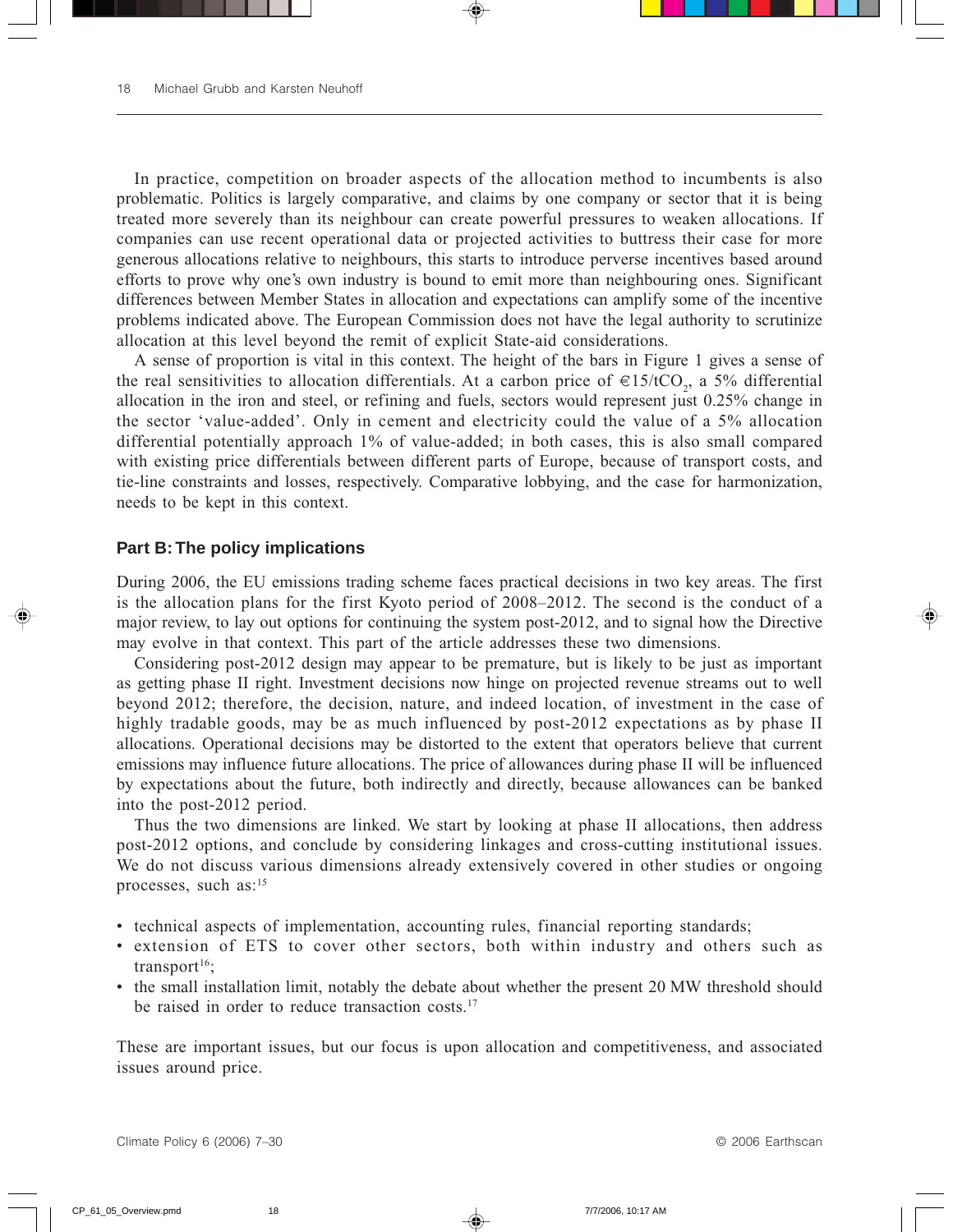In practice, competition on broader aspects of the allocation method to incumbents is also problematic. Politics is largely comparative, and claims by one company or sector that it is being treated more severely than its neighbour can create powerful pressures to weaken allocations. If companies can use recent operational data or projected activities to buttress their case for more generous allocations relative to neighbours, this starts to introduce perverse incentives based around efforts to prove why one's own industry is bound to emit more than neighbouring ones. Significant differences between Member States in allocation and expectations can amplify some of the incentive problems indicated above. The European Commission does not have the legal authority to scrutinize allocation at this level beyond the remit of explicit State-aid considerations.

A sense of proportion is vital in this context. The height of the bars in Figure 1 gives a sense of the real sensitivities to allocation differentials. At a carbon price of €15/t$CO_2$, a 5% differential allocation in the iron and steel, or refining and fuels, sectors would represent just 0.25% change in the sector 'value-added'. Only in cement and electricity could the value of a 5% allocation differential potentially approach 1% of value-added; in both cases, this is also small compared with existing price differentials between different parts of Europe, because of transport costs, and tie-line constraints and losses, respectively. Comparative lobbying, and the case for harmonization, needs to be kept in this context.

## Part B: The policy implications

During 2006, the EU emissions trading scheme faces practical decisions in two key areas. The first is the allocation plans for the first Kyoto period of 2008–2012. The second is the conduct of a major review, to lay out options for continuing the system post-2012, and to signal how the Directive may evolve in that context. This part of the article addresses these two dimensions.

Considering post-2012 design may appear to be premature, but is likely to be just as important as getting phase II right. Investment decisions now hinge on projected revenue streams out to well beyond 2012; therefore, the decision, nature, and indeed location, of investment in the case of highly tradable goods, may be as much influenced by post-2012 expectations as by phase II allocations. Operational decisions may be distorted to the extent that operators believe that current emissions may influence future allocations. The price of allowances during phase II will be influenced by expectations about the future, both indirectly and directly, because allowances can be banked into the post-2012 period.

Thus the two dimensions are linked. We start by looking at phase II allocations, then address post-2012 options, and conclude by considering linkages and cross-cutting institutional issues. We do not discuss various dimensions already extensively covered in other studies or ongoing processes, such as:[15]

- technical aspects of implementation, accounting rules, financial reporting standards;
- extension of ETS to cover other sectors, both within industry and others such as transport[16];
- the small installation limit, notably the debate about whether the present 20 MW threshold should be raised in order to reduce transaction costs.[17]

These are important issues, but our focus is upon allocation and competitiveness, and associated issues around price.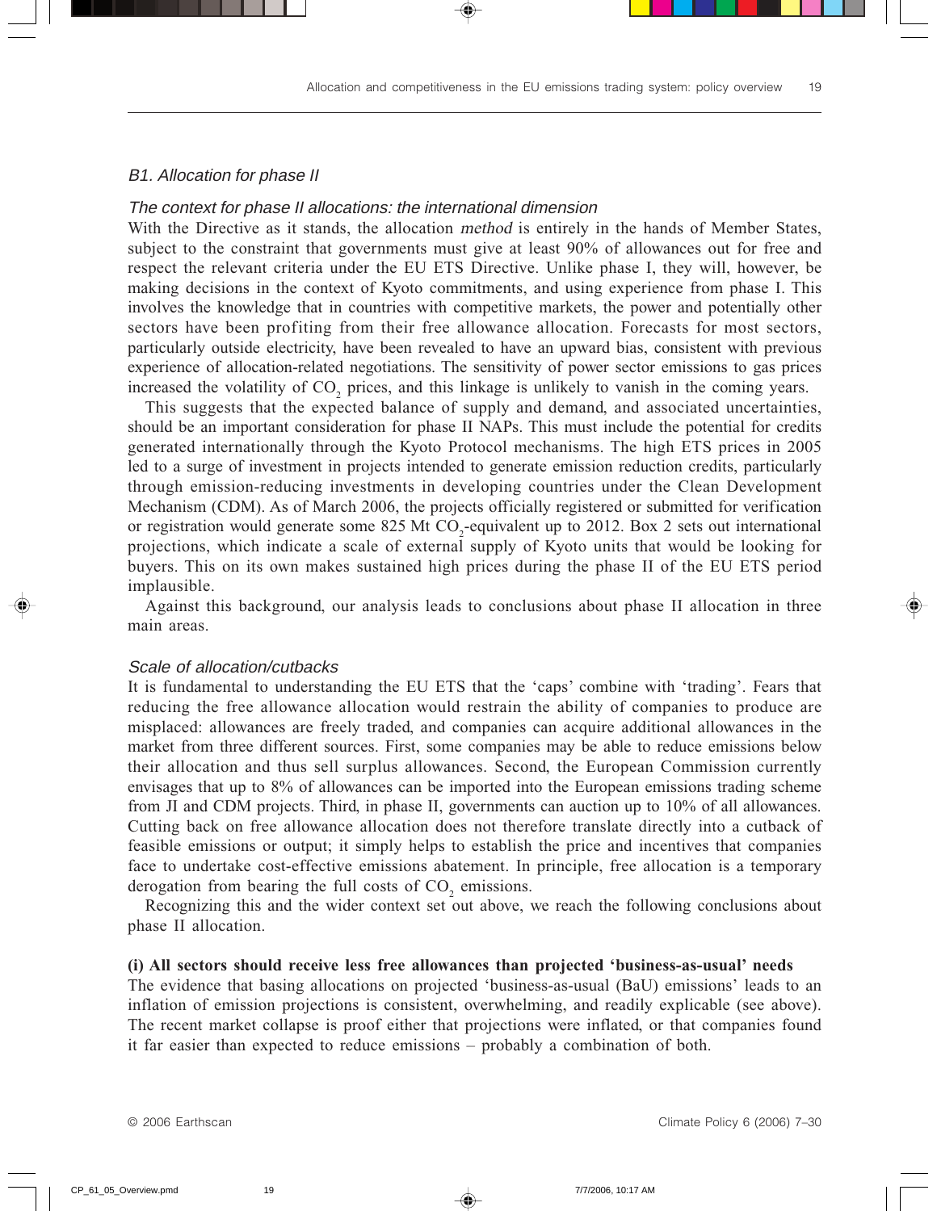## B1. Allocation for phase II

### The context for phase II allocations: the international dimension

With the Directive as it stands, the allocation *method* is entirely in the hands of Member States, subject to the constraint that governments must give at least 90% of allowances out for free and respect the relevant criteria under the EU ETS Directive. Unlike phase I, they will, however, be making decisions in the context of Kyoto commitments, and using experience from phase I. This involves the knowledge that in countries with competitive markets, the power and potentially other sectors have been profiting from their free allowance allocation. Forecasts for most sectors, particularly outside electricity, have been revealed to have an upward bias, consistent with previous experience of allocation-related negotiations. The sensitivity of power sector emissions to gas prices increased the volatility of $CO_2$ prices, and this linkage is unlikely to vanish in the coming years.

This suggests that the expected balance of supply and demand, and associated uncertainties, should be an important consideration for phase II NAPs. This must include the potential for credits generated internationally through the Kyoto Protocol mechanisms. The high ETS prices in 2005 led to a surge of investment in projects intended to generate emission reduction credits, particularly through emission-reducing investments in developing countries under the Clean Development Mechanism (CDM). As of March 2006, the projects officially registered or submitted for verification or registration would generate some 825 Mt $CO_2$-equivalent up to 2012. Box 2 sets out international projections, which indicate a scale of external supply of Kyoto units that would be looking for buyers. This on its own makes sustained high prices during the phase II of the EU ETS period implausible.

Against this background, our analysis leads to conclusions about phase II allocation in three main areas.

### Scale of allocation/cutbacks

It is fundamental to understanding the EU ETS that the 'caps' combine with 'trading'. Fears that reducing the free allowance allocation would restrain the ability of companies to produce are misplaced: allowances are freely traded, and companies can acquire additional allowances in the market from three different sources. First, some companies may be able to reduce emissions below their allocation and thus sell surplus allowances. Second, the European Commission currently envisages that up to 8% of allowances can be imported into the European emissions trading scheme from JI and CDM projects. Third, in phase II, governments can auction up to 10% of all allowances. Cutting back on free allowance allocation does not therefore translate directly into a cutback of feasible emissions or output; it simply helps to establish the price and incentives that companies face to undertake cost-effective emissions abatement. In principle, free allocation is a temporary derogation from bearing the full costs of $CO_2$ emissions.

Recognizing this and the wider context set out above, we reach the following conclusions about phase II allocation.

**(i) All sectors should receive less free allowances than projected 'business-as-usual' needs**

The evidence that basing allocations on projected 'business-as-usual (BaU) emissions' leads to an inflation of emission projections is consistent, overwhelming, and readily explicable (see above). The recent market collapse is proof either that projections were inflated, or that companies found it far easier than expected to reduce emissions – probably a combination of both.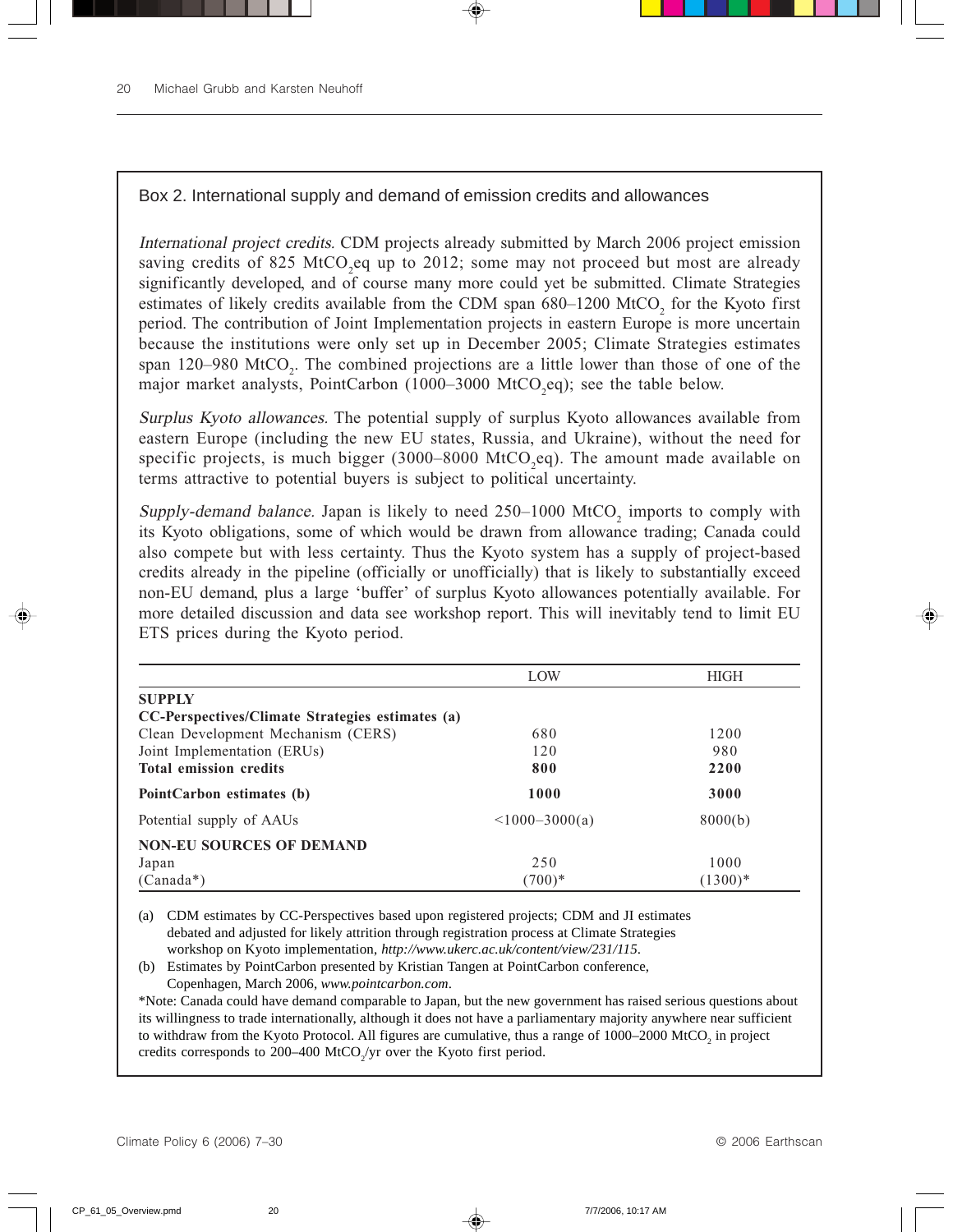## Box 2. International supply and demand of emission credits and allowances

*International project credits.* CDM projects already submitted by March 2006 project emission saving credits of 825 $MtCO_2eq$ up to 2012; some may not proceed but most are already significantly developed, and of course many more could yet be submitted. Climate Strategies estimates of likely credits available from the CDM span 680–1200 $MtCO_2$ for the Kyoto first period. The contribution of Joint Implementation projects in eastern Europe is more uncertain because the institutions were only set up in December 2005; Climate Strategies estimates span 120–980 $MtCO_2$. The combined projections are a little lower than those of one of the major market analysts, PointCarbon (1000–3000 $MtCO_2eq$); see the table below.

*Surplus Kyoto allowances.* The potential supply of surplus Kyoto allowances available from eastern Europe (including the new EU states, Russia, and Ukraine), without the need for specific projects, is much bigger (3000–8000 $MtCO_2eq$). The amount made available on terms attractive to potential buyers is subject to political uncertainty.

*Supply-demand balance.* Japan is likely to need 250–1000 $MtCO_2$ imports to comply with its Kyoto obligations, some of which would be drawn from allowance trading; Canada could also compete but with less certainty. Thus the Kyoto system has a supply of project-based credits already in the pipeline (officially or unofficially) that is likely to substantially exceed non-EU demand, plus a large 'buffer' of surplus Kyoto allowances potentially available. For more detailed discussion and data see workshop report. This will inevitably tend to limit EU ETS prices during the Kyoto period.

| | LOW | HIGH |
|---|---|---|
| **SUPPLY** | | |
| **CC-Perspectives/Climate Strategies estimates (a)** | | |
| Clean Development Mechanism (CERS) | 680 | 1200 |
| Joint Implementation (ERUs) | 120 | 980 |
| **Total emission credits** | **800** | **2200** |
| **PointCarbon estimates (b)** | **1000** | **3000** |
| Potential supply of AAUs | <1000–3000(a) | 8000(b) |
| **NON-EU SOURCES OF DEMAND** | | |
| Japan | 250 | 1000 |
| (Canada*) | (700)* | (1300)* |

(a) CDM estimates by CC-Perspectives based upon registered projects; CDM and JI estimates debated and adjusted for likely attrition through registration process at Climate Strategies workshop on Kyoto implementation, *http://www.ukerc.ac.uk/content/view/231/115*.

(b) Estimates by PointCarbon presented by Kristian Tangen at PointCarbon conference, Copenhagen, March 2006, *www.pointcarbon.com*.

*Note: Canada could have demand comparable to Japan, but the new government has raised serious questions about its willingness to trade internationally, although it does not have a parliamentary majority anywhere near sufficient to withdraw from the Kyoto Protocol. All figures are cumulative, thus a range of 1000–2000 $MtCO_2$ in project credits corresponds to 200–400 $MtCO_2$/yr over the Kyoto first period.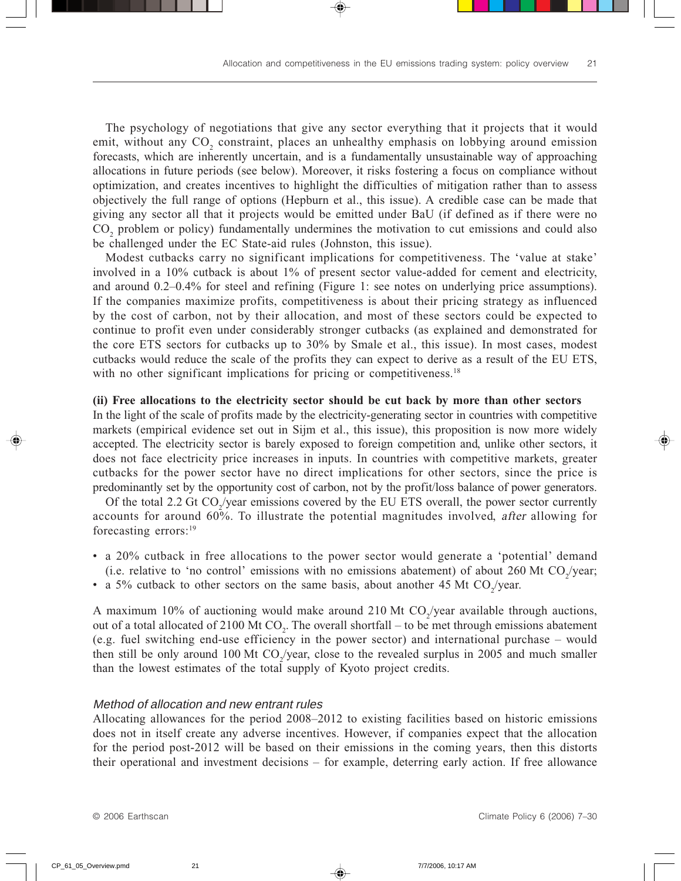The psychology of negotiations that give any sector everything that it projects that it would emit, without any $CO_2$ constraint, places an unhealthy emphasis on lobbying around emission forecasts, which are inherently uncertain, and is a fundamentally unsustainable way of approaching allocations in future periods (see below). Moreover, it risks fostering a focus on compliance without optimization, and creates incentives to highlight the difficulties of mitigation rather than to assess objectively the full range of options (Hepburn et al., this issue). A credible case can be made that giving any sector all that it projects would be emitted under BaU (if defined as if there were no $CO_2$ problem or policy) fundamentally undermines the motivation to cut emissions and could also be challenged under the EC State-aid rules (Johnston, this issue).

Modest cutbacks carry no significant implications for competitiveness. The 'value at stake' involved in a 10% cutback is about 1% of present sector value-added for cement and electricity, and around 0.2–0.4% for steel and refining (Figure 1: see notes on underlying price assumptions). If the companies maximize profits, competitiveness is about their pricing strategy as influenced by the cost of carbon, not by their allocation, and most of these sectors could be expected to continue to profit even under considerably stronger cutbacks (as explained and demonstrated for the core ETS sectors for cutbacks up to 30% by Smale et al., this issue). In most cases, modest cutbacks would reduce the scale of the profits they can expect to derive as a result of the EU ETS, with no other significant implications for pricing or competitiveness.[18]

**(ii) Free allocations to the electricity sector should be cut back by more than other sectors**

In the light of the scale of profits made by the electricity-generating sector in countries with competitive markets (empirical evidence set out in Sijm et al., this issue), this proposition is now more widely accepted. The electricity sector is barely exposed to foreign competition and, unlike other sectors, it does not face electricity price increases in inputs. In countries with competitive markets, greater cutbacks for the power sector have no direct implications for other sectors, since the price is predominantly set by the opportunity cost of carbon, not by the profit/loss balance of power generators.

Of the total 2.2 Gt $CO_2$/year emissions covered by the EU ETS overall, the power sector currently accounts for around 60%. To illustrate the potential magnitudes involved, *after* allowing for forecasting errors:[19]

- a 20% cutback in free allocations to the power sector would generate a 'potential' demand (i.e. relative to 'no control' emissions with no emissions abatement) of about 260 Mt $CO_2$/year;
- a 5% cutback to other sectors on the same basis, about another 45 Mt $CO_2$/year.

A maximum 10% of auctioning would make around 210 Mt $CO_2$/year available through auctions, out of a total allocated of 2100 Mt $CO_2$. The overall shortfall – to be met through emissions abatement (e.g. fuel switching end-use efficiency in the power sector) and international purchase – would then still be only around 100 Mt $CO_2$/year, close to the revealed surplus in 2005 and much smaller than the lowest estimates of the total supply of Kyoto project credits.

### *Method of allocation and new entrant rules*

Allocating allowances for the period 2008–2012 to existing facilities based on historic emissions does not in itself create any adverse incentives. However, if companies expect that the allocation for the period post-2012 will be based on their emissions in the coming years, then this distorts their operational and investment decisions – for example, deterring early action. If free allowance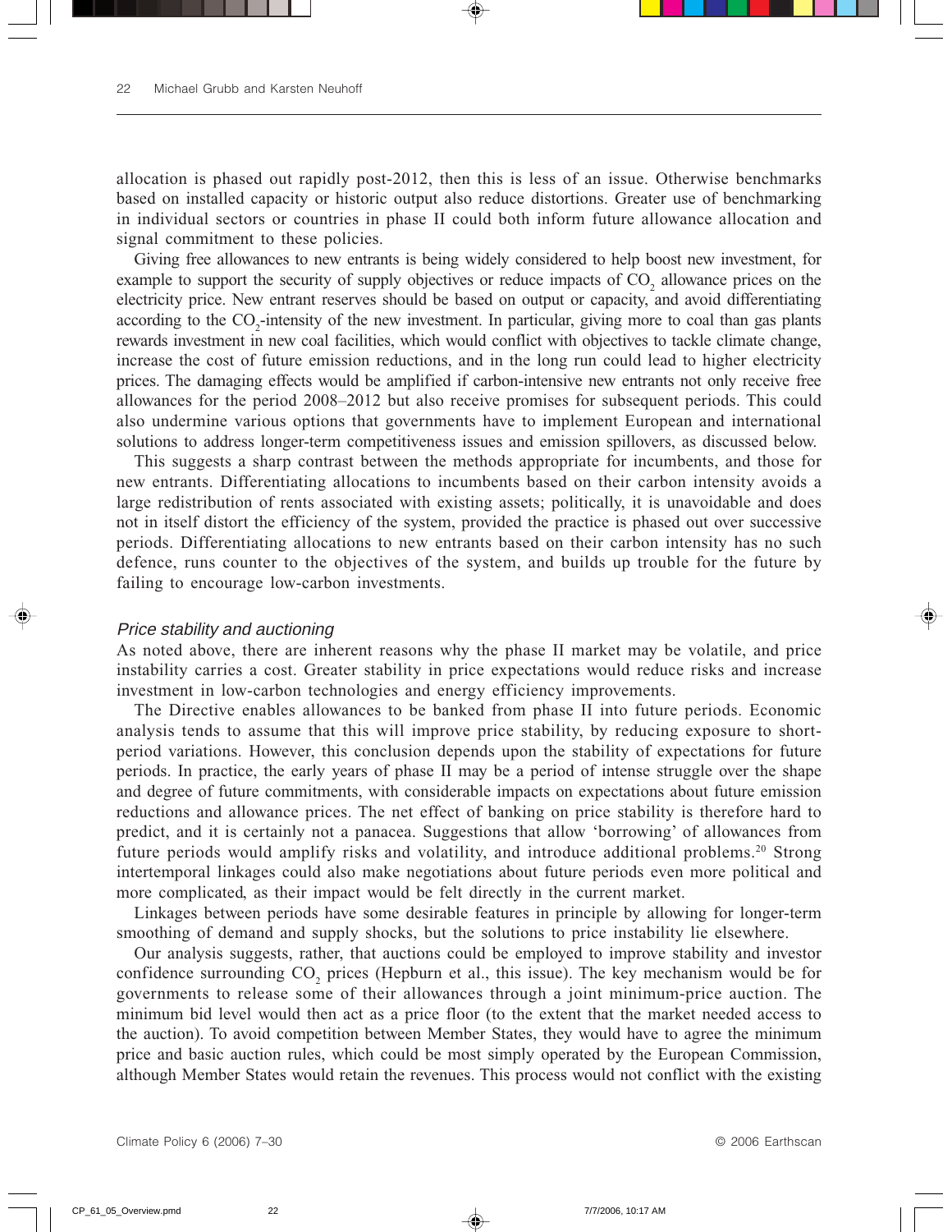allocation is phased out rapidly post-2012, then this is less of an issue. Otherwise benchmarks based on installed capacity or historic output also reduce distortions. Greater use of benchmarking in individual sectors or countries in phase II could both inform future allowance allocation and signal commitment to these policies.

Giving free allowances to new entrants is being widely considered to help boost new investment, for example to support the security of supply objectives or reduce impacts of $CO_2$ allowance prices on the electricity price. New entrant reserves should be based on output or capacity, and avoid differentiating according to the $CO_2$-intensity of the new investment. In particular, giving more to coal than gas plants rewards investment in new coal facilities, which would conflict with objectives to tackle climate change, increase the cost of future emission reductions, and in the long run could lead to higher electricity prices. The damaging effects would be amplified if carbon-intensive new entrants not only receive free allowances for the period 2008–2012 but also receive promises for subsequent periods. This could also undermine various options that governments have to implement European and international solutions to address longer-term competitiveness issues and emission spillovers, as discussed below.

This suggests a sharp contrast between the methods appropriate for incumbents, and those for new entrants. Differentiating allocations to incumbents based on their carbon intensity avoids a large redistribution of rents associated with existing assets; politically, it is unavoidable and does not in itself distort the efficiency of the system, provided the practice is phased out over successive periods. Differentiating allocations to new entrants based on their carbon intensity has no such defence, runs counter to the objectives of the system, and builds up trouble for the future by failing to encourage low-carbon investments.

### *Price stability and auctioning*

As noted above, there are inherent reasons why the phase II market may be volatile, and price instability carries a cost. Greater stability in price expectations would reduce risks and increase investment in low-carbon technologies and energy efficiency improvements.

The Directive enables allowances to be banked from phase II into future periods. Economic analysis tends to assume that this will improve price stability, by reducing exposure to short-period variations. However, this conclusion depends upon the stability of expectations for future periods. In practice, the early years of phase II may be a period of intense struggle over the shape and degree of future commitments, with considerable impacts on expectations about future emission reductions and allowance prices. The net effect of banking on price stability is therefore hard to predict, and it is certainly not a panacea. Suggestions that allow 'borrowing' of allowances from future periods would amplify risks and volatility, and introduce additional problems.[20] Strong intertemporal linkages could also make negotiations about future periods even more political and more complicated, as their impact would be felt directly in the current market.

Linkages between periods have some desirable features in principle by allowing for longer-term smoothing of demand and supply shocks, but the solutions to price instability lie elsewhere.

Our analysis suggests, rather, that auctions could be employed to improve stability and investor confidence surrounding $CO_2$ prices (Hepburn et al., this issue). The key mechanism would be for governments to release some of their allowances through a joint minimum-price auction. The minimum bid level would then act as a price floor (to the extent that the market needed access to the auction). To avoid competition between Member States, they would have to agree the minimum price and basic auction rules, which could be most simply operated by the European Commission, although Member States would retain the revenues. This process would not conflict with the existing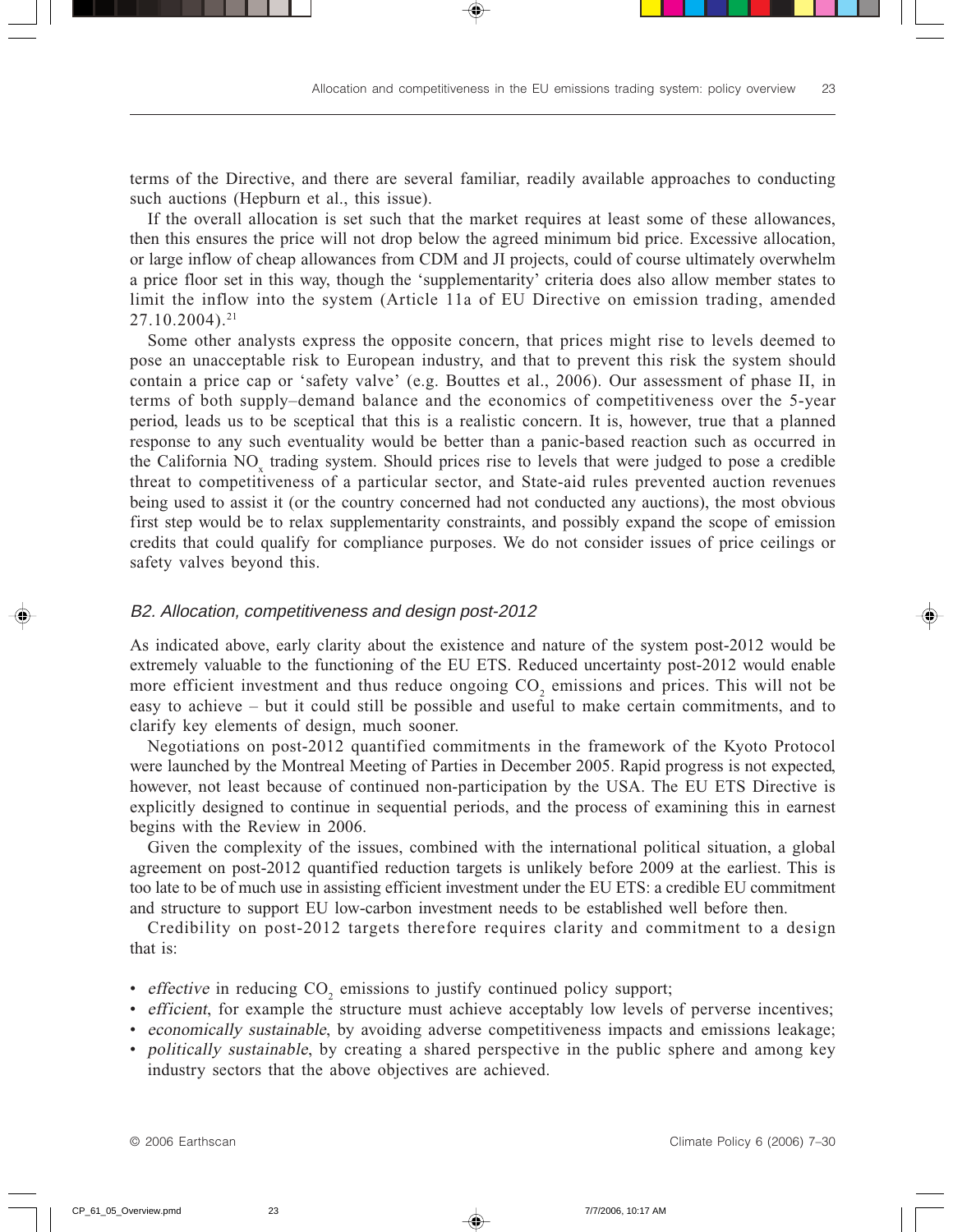terms of the Directive, and there are several familiar, readily available approaches to conducting such auctions (Hepburn et al., this issue).

If the overall allocation is set such that the market requires at least some of these allowances, then this ensures the price will not drop below the agreed minimum bid price. Excessive allocation, or large inflow of cheap allowances from CDM and JI projects, could of course ultimately overwhelm a price floor set in this way, though the 'supplementarity' criteria does also allow member states to limit the inflow into the system (Article 11a of EU Directive on emission trading, amended 27.10.2004).[21]

Some other analysts express the opposite concern, that prices might rise to levels deemed to pose an unacceptable risk to European industry, and that to prevent this risk the system should contain a price cap or 'safety valve' (e.g. Bouttes et al., 2006). Our assessment of phase II, in terms of both supply–demand balance and the economics of competitiveness over the 5-year period, leads us to be sceptical that this is a realistic concern. It is, however, true that a planned response to any such eventuality would be better than a panic-based reaction such as occurred in the California $NO_x$ trading system. Should prices rise to levels that were judged to pose a credible threat to competitiveness of a particular sector, and State-aid rules prevented auction revenues being used to assist it (or the country concerned had not conducted any auctions), the most obvious first step would be to relax supplementarity constraints, and possibly expand the scope of emission credits that could qualify for compliance purposes. We do not consider issues of price ceilings or safety valves beyond this.

### *B2. Allocation, competitiveness and design post-2012*

As indicated above, early clarity about the existence and nature of the system post-2012 would be extremely valuable to the functioning of the EU ETS. Reduced uncertainty post-2012 would enable more efficient investment and thus reduce ongoing $CO_2$ emissions and prices. This will not be easy to achieve – but it could still be possible and useful to make certain commitments, and to clarify key elements of design, much sooner.

Negotiations on post-2012 quantified commitments in the framework of the Kyoto Protocol were launched by the Montreal Meeting of Parties in December 2005. Rapid progress is not expected, however, not least because of continued non-participation by the USA. The EU ETS Directive is explicitly designed to continue in sequential periods, and the process of examining this in earnest begins with the Review in 2006.

Given the complexity of the issues, combined with the international political situation, a global agreement on post-2012 quantified reduction targets is unlikely before 2009 at the earliest. This is too late to be of much use in assisting efficient investment under the EU ETS: a credible EU commitment and structure to support EU low-carbon investment needs to be established well before then.

Credibility on post-2012 targets therefore requires clarity and commitment to a design that is:

- *effective* in reducing $CO_2$ emissions to justify continued policy support;
- *efficient*, for example the structure must achieve acceptably low levels of perverse incentives;
- *economically sustainable*, by avoiding adverse competitiveness impacts and emissions leakage;
- *politically sustainable*, by creating a shared perspective in the public sphere and among key industry sectors that the above objectives are achieved.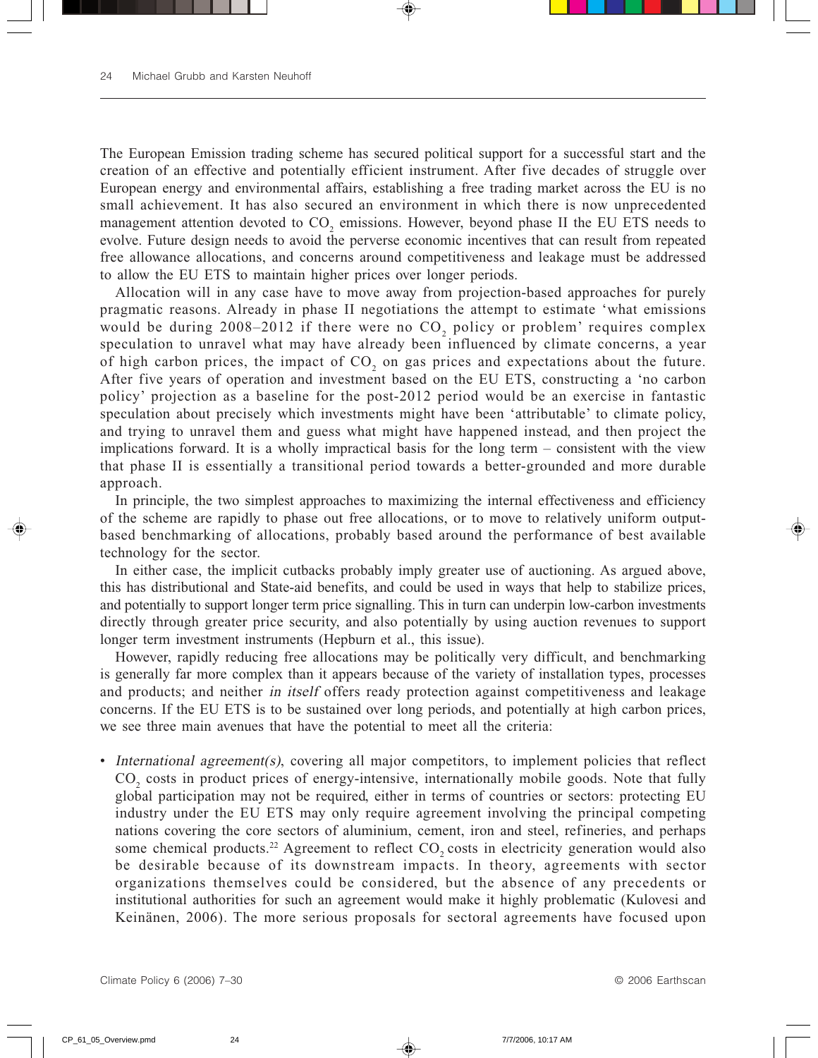The European Emission trading scheme has secured political support for a successful start and the creation of an effective and potentially efficient instrument. After five decades of struggle over European energy and environmental affairs, establishing a free trading market across the EU is no small achievement. It has also secured an environment in which there is now unprecedented management attention devoted to $CO_2$ emissions. However, beyond phase II the EU ETS needs to evolve. Future design needs to avoid the perverse economic incentives that can result from repeated free allowance allocations, and concerns around competitiveness and leakage must be addressed to allow the EU ETS to maintain higher prices over longer periods.

Allocation will in any case have to move away from projection-based approaches for purely pragmatic reasons. Already in phase II negotiations the attempt to estimate 'what emissions would be during 2008–2012 if there were no $CO_2$ policy or problem' requires complex speculation to unravel what may have already been influenced by climate concerns, a year of high carbon prices, the impact of $CO_2$ on gas prices and expectations about the future. After five years of operation and investment based on the EU ETS, constructing a 'no carbon policy' projection as a baseline for the post-2012 period would be an exercise in fantastic speculation about precisely which investments might have been 'attributable' to climate policy, and trying to unravel them and guess what might have happened instead, and then project the implications forward. It is a wholly impractical basis for the long term – consistent with the view that phase II is essentially a transitional period towards a better-grounded and more durable approach.

In principle, the two simplest approaches to maximizing the internal effectiveness and efficiency of the scheme are rapidly to phase out free allocations, or to move to relatively uniform output-based benchmarking of allocations, probably based around the performance of best available technology for the sector.

In either case, the implicit cutbacks probably imply greater use of auctioning. As argued above, this has distributional and State-aid benefits, and could be used in ways that help to stabilize prices, and potentially to support longer term price signalling. This in turn can underpin low-carbon investments directly through greater price security, and also potentially by using auction revenues to support longer term investment instruments (Hepburn et al., this issue).

However, rapidly reducing free allocations may be politically very difficult, and benchmarking is generally far more complex than it appears because of the variety of installation types, processes and products; and neither *in itself* offers ready protection against competitiveness and leakage concerns. If the EU ETS is to be sustained over long periods, and potentially at high carbon prices, we see three main avenues that have the potential to meet all the criteria:

- *International agreement(s)*, covering all major competitors, to implement policies that reflect $CO_2$ costs in product prices of energy-intensive, internationally mobile goods. Note that fully global participation may not be required, either in terms of countries or sectors: protecting EU industry under the EU ETS may only require agreement involving the principal competing nations covering the core sectors of aluminium, cement, iron and steel, refineries, and perhaps some chemical products.[22] Agreement to reflect $CO_2$ costs in electricity generation would also be desirable because of its downstream impacts. In theory, agreements with sector organizations themselves could be considered, but the absence of any precedents or institutional authorities for such an agreement would make it highly problematic (Kulovesi and Keinänen, 2006). The more serious proposals for sectoral agreements have focused upon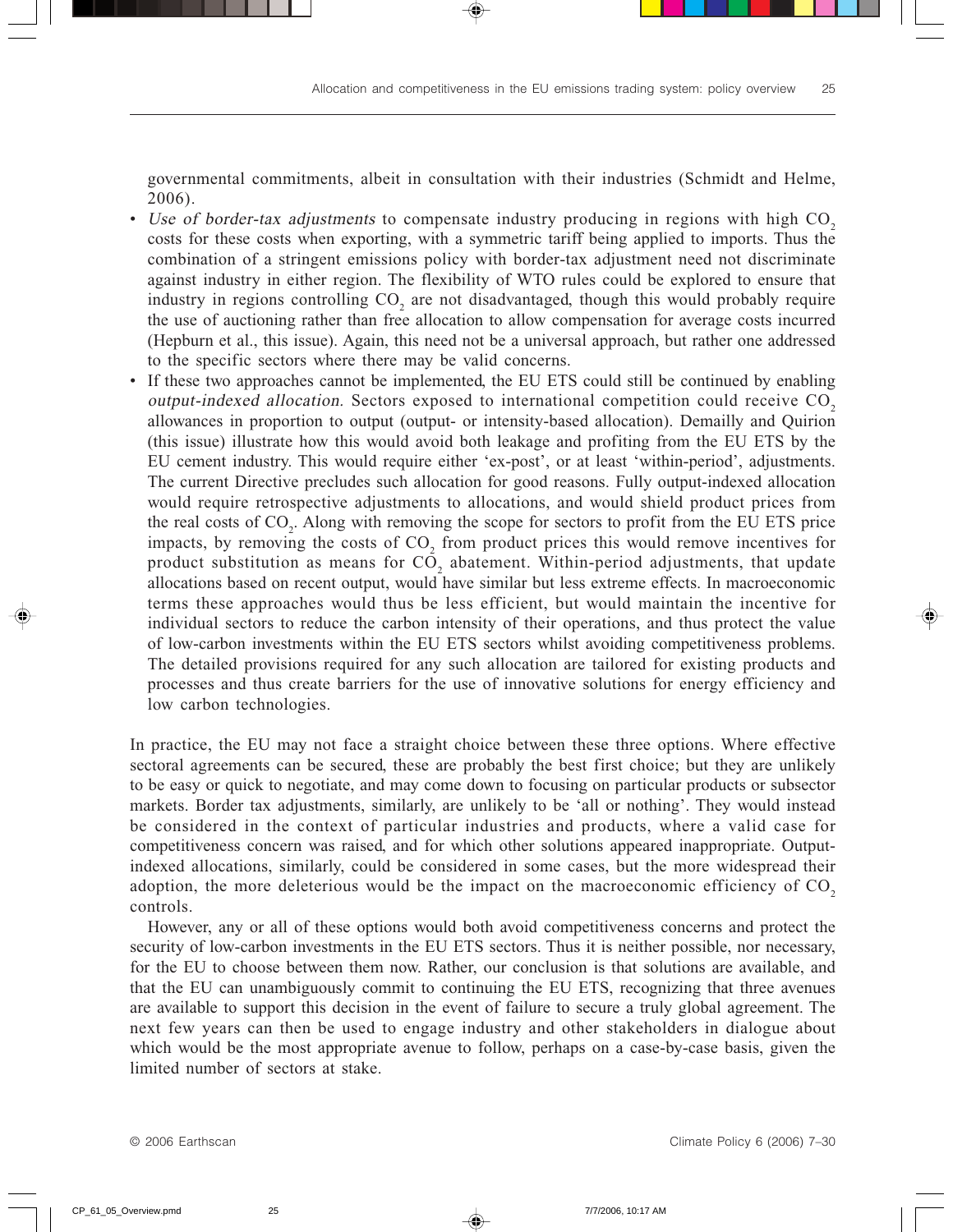governmental commitments, albeit in consultation with their industries (Schmidt and Helme, 2006).

- *Use of border-tax adjustments* to compensate industry producing in regions with high $CO_2$ costs for these costs when exporting, with a symmetric tariff being applied to imports. Thus the combination of a stringent emissions policy with border-tax adjustment need not discriminate against industry in either region. The flexibility of WTO rules could be explored to ensure that industry in regions controlling $CO_2$ are not disadvantaged, though this would probably require the use of auctioning rather than free allocation to allow compensation for average costs incurred (Hepburn et al., this issue). Again, this need not be a universal approach, but rather one addressed to the specific sectors where there may be valid concerns.
- If these two approaches cannot be implemented, the EU ETS could still be continued by enabling *output-indexed allocation.* Sectors exposed to international competition could receive $CO_2$ allowances in proportion to output (output- or intensity-based allocation). Demailly and Quirion (this issue) illustrate how this would avoid both leakage and profiting from the EU ETS by the EU cement industry. This would require either 'ex-post', or at least 'within-period', adjustments. The current Directive precludes such allocation for good reasons. Fully output-indexed allocation would require retrospective adjustments to allocations, and would shield product prices from the real costs of $CO_2$. Along with removing the scope for sectors to profit from the EU ETS price impacts, by removing the costs of $CO_2$ from product prices this would remove incentives for product substitution as means for $CO_2$ abatement. Within-period adjustments, that update allocations based on recent output, would have similar but less extreme effects. In macroeconomic terms these approaches would thus be less efficient, but would maintain the incentive for individual sectors to reduce the carbon intensity of their operations, and thus protect the value of low-carbon investments within the EU ETS sectors whilst avoiding competitiveness problems. The detailed provisions required for any such allocation are tailored for existing products and processes and thus create barriers for the use of innovative solutions for energy efficiency and low carbon technologies.

In practice, the EU may not face a straight choice between these three options. Where effective sectoral agreements can be secured, these are probably the best first choice; but they are unlikely to be easy or quick to negotiate, and may come down to focusing on particular products or subsector markets. Border tax adjustments, similarly, are unlikely to be 'all or nothing'. They would instead be considered in the context of particular industries and products, where a valid case for competitiveness concern was raised, and for which other solutions appeared inappropriate. Output-indexed allocations, similarly, could be considered in some cases, but the more widespread their adoption, the more deleterious would be the impact on the macroeconomic efficiency of $CO_2$ controls.

However, any or all of these options would both avoid competitiveness concerns and protect the security of low-carbon investments in the EU ETS sectors. Thus it is neither possible, nor necessary, for the EU to choose between them now. Rather, our conclusion is that solutions are available, and that the EU can unambiguously commit to continuing the EU ETS, recognizing that three avenues are available to support this decision in the event of failure to secure a truly global agreement. The next few years can then be used to engage industry and other stakeholders in dialogue about which would be the most appropriate avenue to follow, perhaps on a case-by-case basis, given the limited number of sectors at stake.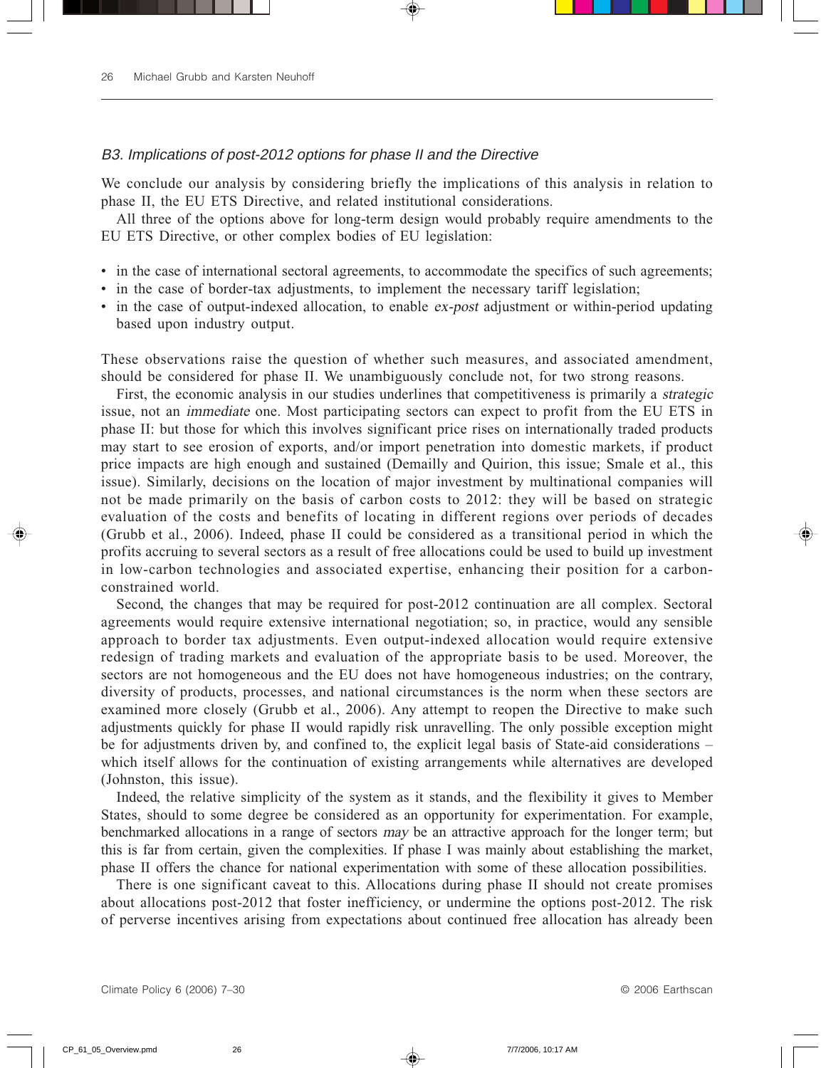### *B3. Implications of post-2012 options for phase II and the Directive*

We conclude our analysis by considering briefly the implications of this analysis in relation to phase II, the EU ETS Directive, and related institutional considerations.

All three of the options above for long-term design would probably require amendments to the EU ETS Directive, or other complex bodies of EU legislation:

- in the case of international sectoral agreements, to accommodate the specifics of such agreements;
- in the case of border-tax adjustments, to implement the necessary tariff legislation;
- in the case of output-indexed allocation, to enable *ex-post* adjustment or within-period updating based upon industry output.

These observations raise the question of whether such measures, and associated amendment, should be considered for phase II. We unambiguously conclude not, for two strong reasons.

First, the economic analysis in our studies underlines that competitiveness is primarily a *strategic* issue, not an *immediate* one. Most participating sectors can expect to profit from the EU ETS in phase II: but those for which this involves significant price rises on internationally traded products may start to see erosion of exports, and/or import penetration into domestic markets, if product price impacts are high enough and sustained (Demailly and Quirion, this issue; Smale et al., this issue). Similarly, decisions on the location of major investment by multinational companies will not be made primarily on the basis of carbon costs to 2012: they will be based on strategic evaluation of the costs and benefits of locating in different regions over periods of decades (Grubb et al., 2006). Indeed, phase II could be considered as a transitional period in which the profits accruing to several sectors as a result of free allocations could be used to build up investment in low-carbon technologies and associated expertise, enhancing their position for a carbon-constrained world.

Second, the changes that may be required for post-2012 continuation are all complex. Sectoral agreements would require extensive international negotiation; so, in practice, would any sensible approach to border tax adjustments. Even output-indexed allocation would require extensive redesign of trading markets and evaluation of the appropriate basis to be used. Moreover, the sectors are not homogeneous and the EU does not have homogeneous industries; on the contrary, diversity of products, processes, and national circumstances is the norm when these sectors are examined more closely (Grubb et al., 2006). Any attempt to reopen the Directive to make such adjustments quickly for phase II would rapidly risk unravelling. The only possible exception might be for adjustments driven by, and confined to, the explicit legal basis of State-aid considerations – which itself allows for the continuation of existing arrangements while alternatives are developed (Johnston, this issue).

Indeed, the relative simplicity of the system as it stands, and the flexibility it gives to Member States, should to some degree be considered as an opportunity for experimentation. For example, benchmarked allocations in a range of sectors *may* be an attractive approach for the longer term; but this is far from certain, given the complexities. If phase I was mainly about establishing the market, phase II offers the chance for national experimentation with some of these allocation possibilities.

There is one significant caveat to this. Allocations during phase II should not create promises about allocations post-2012 that foster inefficiency, or undermine the options post-2012. The risk of perverse incentives arising from expectations about continued free allocation has already been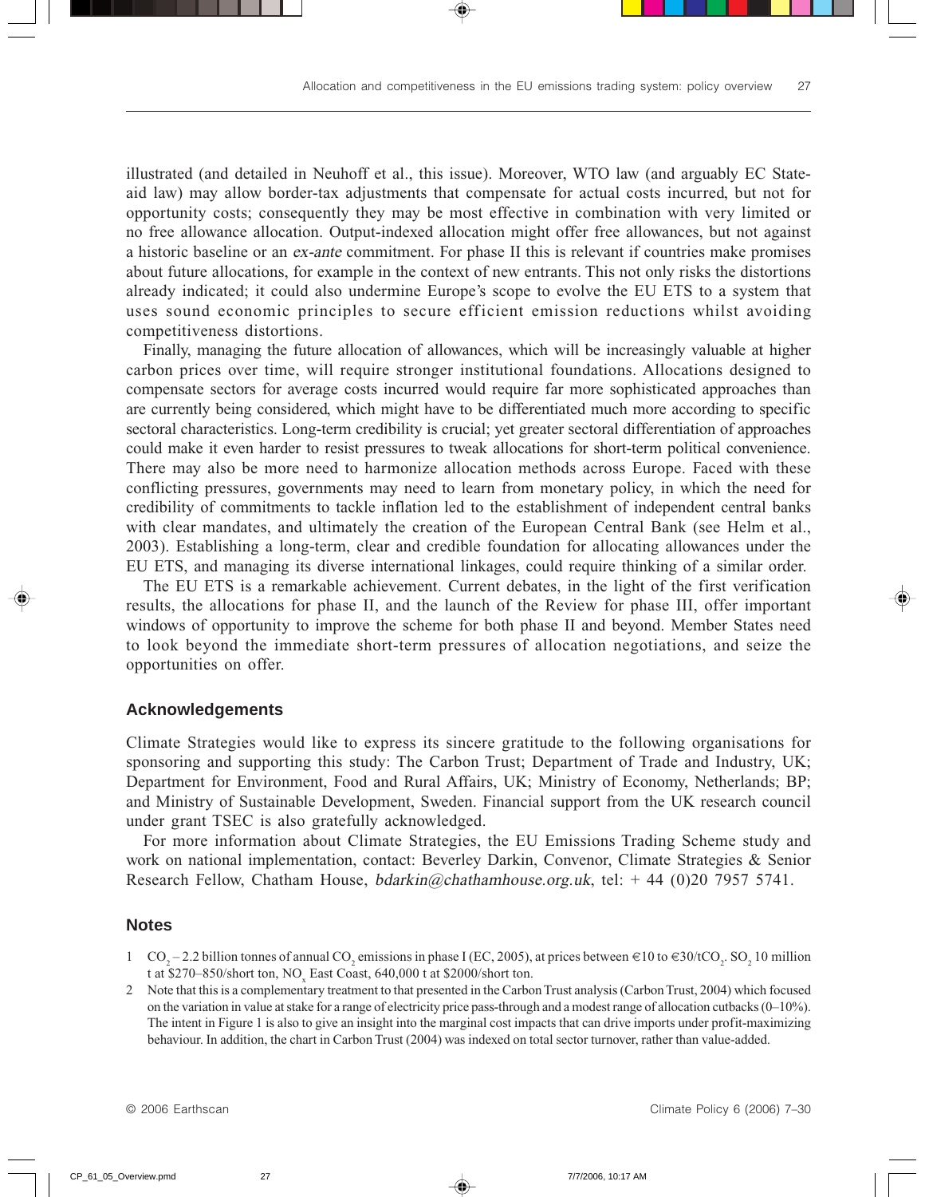illustrated (and detailed in Neuhoff et al., this issue). Moreover, WTO law (and arguably EC State-aid law) may allow border-tax adjustments that compensate for actual costs incurred, but not for opportunity costs; consequently they may be most effective in combination with very limited or no free allowance allocation. Output-indexed allocation might offer free allowances, but not against a historic baseline or an *ex-ante* commitment. For phase II this is relevant if countries make promises about future allocations, for example in the context of new entrants. This not only risks the distortions already indicated; it could also undermine Europe's scope to evolve the EU ETS to a system that uses sound economic principles to secure efficient emission reductions whilst avoiding competitiveness distortions.

Finally, managing the future allocation of allowances, which will be increasingly valuable at higher carbon prices over time, will require stronger institutional foundations. Allocations designed to compensate sectors for average costs incurred would require far more sophisticated approaches than are currently being considered, which might have to be differentiated much more according to specific sectoral characteristics. Long-term credibility is crucial; yet greater sectoral differentiation of approaches could make it even harder to resist pressures to tweak allocations for short-term political convenience. There may also be more need to harmonize allocation methods across Europe. Faced with these conflicting pressures, governments may need to learn from monetary policy, in which the need for credibility of commitments to tackle inflation led to the establishment of independent central banks with clear mandates, and ultimately the creation of the European Central Bank (see Helm et al., 2003). Establishing a long-term, clear and credible foundation for allocating allowances under the EU ETS, and managing its diverse international linkages, could require thinking of a similar order.

The EU ETS is a remarkable achievement. Current debates, in the light of the first verification results, the allocations for phase II, and the launch of the Review for phase III, offer important windows of opportunity to improve the scheme for both phase II and beyond. Member States need to look beyond the immediate short-term pressures of allocation negotiations, and seize the opportunities on offer.

## Acknowledgements

Climate Strategies would like to express its sincere gratitude to the following organisations for sponsoring and supporting this study: The Carbon Trust; Department of Trade and Industry, UK; Department for Environment, Food and Rural Affairs, UK; Ministry of Economy, Netherlands; BP; and Ministry of Sustainable Development, Sweden. Financial support from the UK research council under grant TSEC is also gratefully acknowledged.

For more information about Climate Strategies, the EU Emissions Trading Scheme study and work on national implementation, contact: Beverley Darkin, Convenor, Climate Strategies & Senior Research Fellow, Chatham House, *bdarkin@chathamhouse.org.uk*, tel: + 44 (0)20 7957 5741.

## Notes

1. $CO_2$ – 2.2 billion tonnes of annual $CO_2$ emissions in phase I (EC, 2005), at prices between €10 to €30/t$CO_2$. $SO_2$ 10 million t at \$270–850/short ton, $NO_x$ East Coast, 640,000 t at \$2000/short ton.
2. Note that this is a complementary treatment to that presented in the Carbon Trust analysis (Carbon Trust, 2004) which focused on the variation in value at stake for a range of electricity price pass-through and a modest range of allocation cutbacks (0–10%). The intent in Figure 1 is also to give an insight into the marginal cost impacts that can drive imports under profit-maximizing behaviour. In addition, the chart in Carbon Trust (2004) was indexed on total sector turnover, rather than value-added.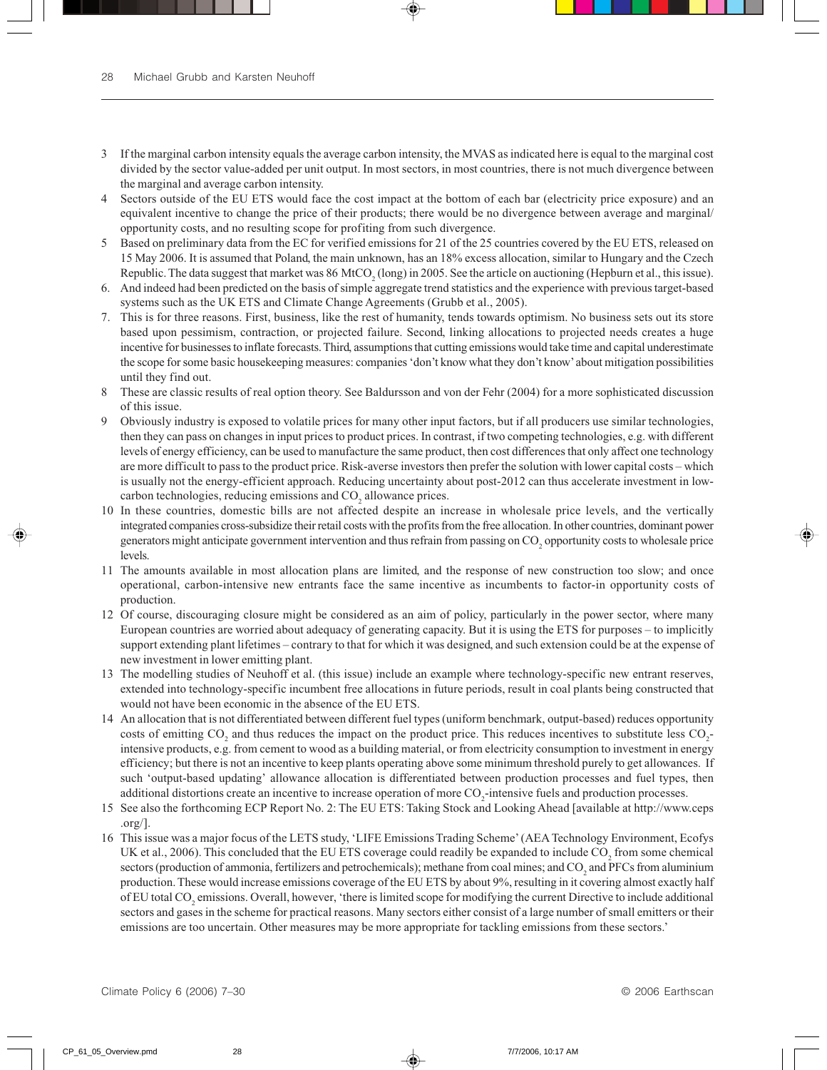3 If the marginal carbon intensity equals the average carbon intensity, the MVAS as indicated here is equal to the marginal cost divided by the sector value-added per unit output. In most sectors, in most countries, there is not much divergence between the marginal and average carbon intensity.

4 Sectors outside of the EU ETS would face the cost impact at the bottom of each bar (electricity price exposure) and an equivalent incentive to change the price of their products; there would be no divergence between average and marginal/opportunity costs, and no resulting scope for profiting from such divergence.

5 Based on preliminary data from the EC for verified emissions for 21 of the 25 countries covered by the EU ETS, released on 15 May 2006. It is assumed that Poland, the main unknown, has an 18% excess allocation, similar to Hungary and the Czech Republic. The data suggest that market was 86 Mt$CO_2$ (long) in 2005. See the article on auctioning (Hepburn et al., this issue).

6. And indeed had been predicted on the basis of simple aggregate trend statistics and the experience with previous target-based systems such as the UK ETS and Climate Change Agreements (Grubb et al., 2005).

7. This is for three reasons. First, business, like the rest of humanity, tends towards optimism. No business sets out its store based upon pessimism, contraction, or projected failure. Second, linking allocations to projected needs creates a huge incentive for businesses to inflate forecasts. Third, assumptions that cutting emissions would take time and capital underestimate the scope for some basic housekeeping measures: companies 'don't know what they don't know' about mitigation possibilities until they find out.

8 These are classic results of real option theory. See Baldursson and von der Fehr (2004) for a more sophisticated discussion of this issue.

9 Obviously industry is exposed to volatile prices for many other input factors, but if all producers use similar technologies, then they can pass on changes in input prices to product prices. In contrast, if two competing technologies, e.g. with different levels of energy efficiency, can be used to manufacture the same product, then cost differences that only affect one technology are more difficult to pass to the product price. Risk-averse investors then prefer the solution with lower capital costs – which is usually not the energy-efficient approach. Reducing uncertainty about post-2012 can thus accelerate investment in low-carbon technologies, reducing emissions and $CO_2$ allowance prices.

10 In these countries, domestic bills are not affected despite an increase in wholesale price levels, and the vertically integrated companies cross-subsidize their retail costs with the profits from the free allocation. In other countries, dominant power generators might anticipate government intervention and thus refrain from passing on $CO_2$ opportunity costs to wholesale price levels.

11 The amounts available in most allocation plans are limited, and the response of new construction too slow; and once operational, carbon-intensive new entrants face the same incentive as incumbents to factor-in opportunity costs of production.

12 Of course, discouraging closure might be considered as an aim of policy, particularly in the power sector, where many European countries are worried about adequacy of generating capacity. But it is using the ETS for purposes – to implicitly support extending plant lifetimes – contrary to that for which it was designed, and such extension could be at the expense of new investment in lower emitting plant.

13 The modelling studies of Neuhoff et al. (this issue) include an example where technology-specific new entrant reserves, extended into technology-specific incumbent free allocations in future periods, result in coal plants being constructed that would not have been economic in the absence of the EU ETS.

14 An allocation that is not differentiated between different fuel types (uniform benchmark, output-based) reduces opportunity costs of emitting $CO_2$ and thus reduces the impact on the product price. This reduces incentives to substitute less $CO_2$-intensive products, e.g. from cement to wood as a building material, or from electricity consumption to investment in energy efficiency; but there is not an incentive to keep plants operating above some minimum threshold purely to get allowances. If such 'output-based updating' allowance allocation is differentiated between production processes and fuel types, then additional distortions create an incentive to increase operation of more $CO_2$-intensive fuels and production processes.

15 See also the forthcoming ECP Report No. 2: The EU ETS: Taking Stock and Looking Ahead [available at http://www.ceps.org/].

16 This issue was a major focus of the LETS study, 'LIFE Emissions Trading Scheme' (AEA Technology Environment, Ecofys UK et al., 2006). This concluded that the EU ETS coverage could readily be expanded to include $CO_2$ from some chemical sectors (production of ammonia, fertilizers and petrochemicals); methane from coal mines; and $CO_2$ and PFCs from aluminium production. These would increase emissions coverage of the EU ETS by about 9%, resulting in it covering almost exactly half of EU total $CO_2$ emissions. Overall, however, 'there is limited scope for modifying the current Directive to include additional sectors and gases in the scheme for practical reasons. Many sectors either consist of a large number of small emitters or their emissions are too uncertain. Other measures may be more appropriate for tackling emissions from these sectors.'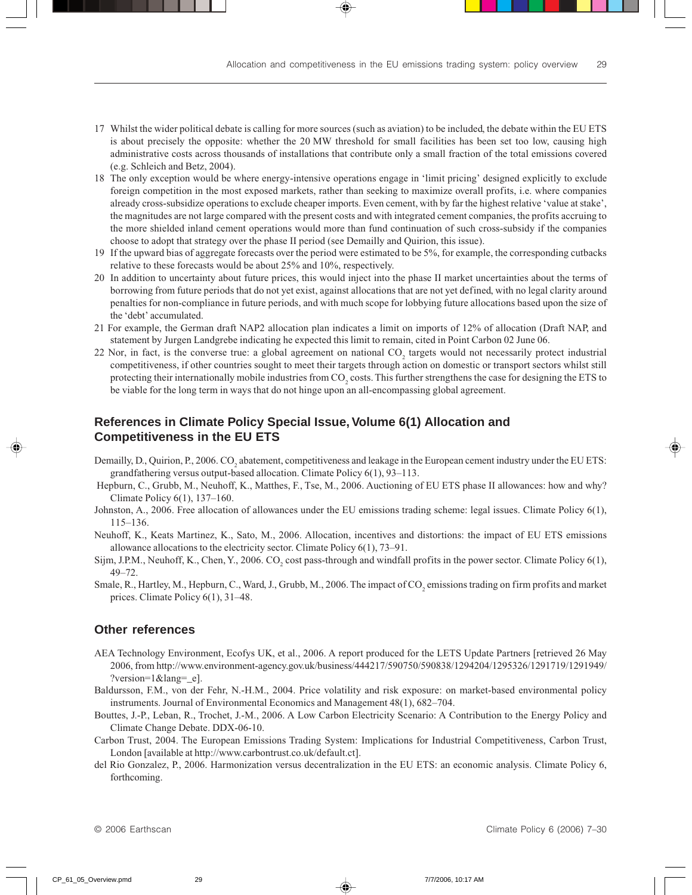17 Whilst the wider political debate is calling for more sources (such as aviation) to be included, the debate within the EU ETS is about precisely the opposite: whether the 20 MW threshold for small facilities has been set too low, causing high administrative costs across thousands of installations that contribute only a small fraction of the total emissions covered (e.g. Schleich and Betz, 2004).

18 The only exception would be where energy-intensive operations engage in 'limit pricing' designed explicitly to exclude foreign competition in the most exposed markets, rather than seeking to maximize overall profits, i.e. where companies already cross-subsidize operations to exclude cheaper imports. Even cement, with by far the highest relative 'value at stake', the magnitudes are not large compared with the present costs and with integrated cement companies, the profits accruing to the more shielded inland cement operations would more than fund continuation of such cross-subsidy if the companies choose to adopt that strategy over the phase II period (see Demailly and Quirion, this issue).

19 If the upward bias of aggregate forecasts over the period were estimated to be 5%, for example, the corresponding cutbacks relative to these forecasts would be about 25% and 10%, respectively.

20 In addition to uncertainty about future prices, this would inject into the phase II market uncertainties about the terms of borrowing from future periods that do not yet exist, against allocations that are not yet defined, with no legal clarity around penalties for non-compliance in future periods, and with much scope for lobbying future allocations based upon the size of the 'debt' accumulated.

21 For example, the German draft NAP2 allocation plan indicates a limit on imports of 12% of allocation (Draft NAP, and statement by Jurgen Landgrebe indicating he expected this limit to remain, cited in Point Carbon 02 June 06.

22 Nor, in fact, is the converse true: a global agreement on national $CO_2$ targets would not necessarily protect industrial competitiveness, if other countries sought to meet their targets through action on domestic or transport sectors whilst still protecting their internationally mobile industries from $CO_2$ costs. This further strengthens the case for designing the ETS to be viable for the long term in ways that do not hinge upon an all-encompassing global agreement.

## References in Climate Policy Special Issue, Volume 6(1) Allocation and Competitiveness in the EU ETS

Demailly, D., Quirion, P., 2006. $CO_2$ abatement, competitiveness and leakage in the European cement industry under the EU ETS: grandfathering versus output-based allocation. Climate Policy 6(1), 93–113.

Hepburn, C., Grubb, M., Neuhoff, K., Matthes, F., Tse, M., 2006. Auctioning of EU ETS phase II allowances: how and why? Climate Policy 6(1), 137–160.

Johnston, A., 2006. Free allocation of allowances under the EU emissions trading scheme: legal issues. Climate Policy 6(1), 115–136.

Neuhoff, K., Keats Martinez, K., Sato, M., 2006. Allocation, incentives and distortions: the impact of EU ETS emissions allowance allocations to the electricity sector. Climate Policy 6(1), 73–91.

Sijm, J.P.M., Neuhoff, K., Chen, Y., 2006. $CO_2$ cost pass-through and windfall profits in the power sector. Climate Policy 6(1), 49–72.

Smale, R., Hartley, M., Hepburn, C., Ward, J., Grubb, M., 2006. The impact of $CO_2$ emissions trading on firm profits and market prices. Climate Policy 6(1), 31–48.

## Other references

AEA Technology Environment, Ecofys UK, et al., 2006. A report produced for the LETS Update Partners [retrieved 26 May 2006, from http://www.environment-agency.gov.uk/business/444217/590750/590838/1294204/1295326/1291719/1291949/?version=1&lang=_e].

Baldursson, F.M., von der Fehr, N.-H.M., 2004. Price volatility and risk exposure: on market-based environmental policy instruments. Journal of Environmental Economics and Management 48(1), 682–704.

Bouttes, J.-P., Leban, R., Trochet, J.-M., 2006. A Low Carbon Electricity Scenario: A Contribution to the Energy Policy and Climate Change Debate. DDX-06-10.

Carbon Trust, 2004. The European Emissions Trading System: Implications for Industrial Competitiveness, Carbon Trust, London [available at http://www.carbontrust.co.uk/default.ct].

del Rio Gonzalez, P., 2006. Harmonization versus decentralization in the EU ETS: an economic analysis. Climate Policy 6, forthcoming.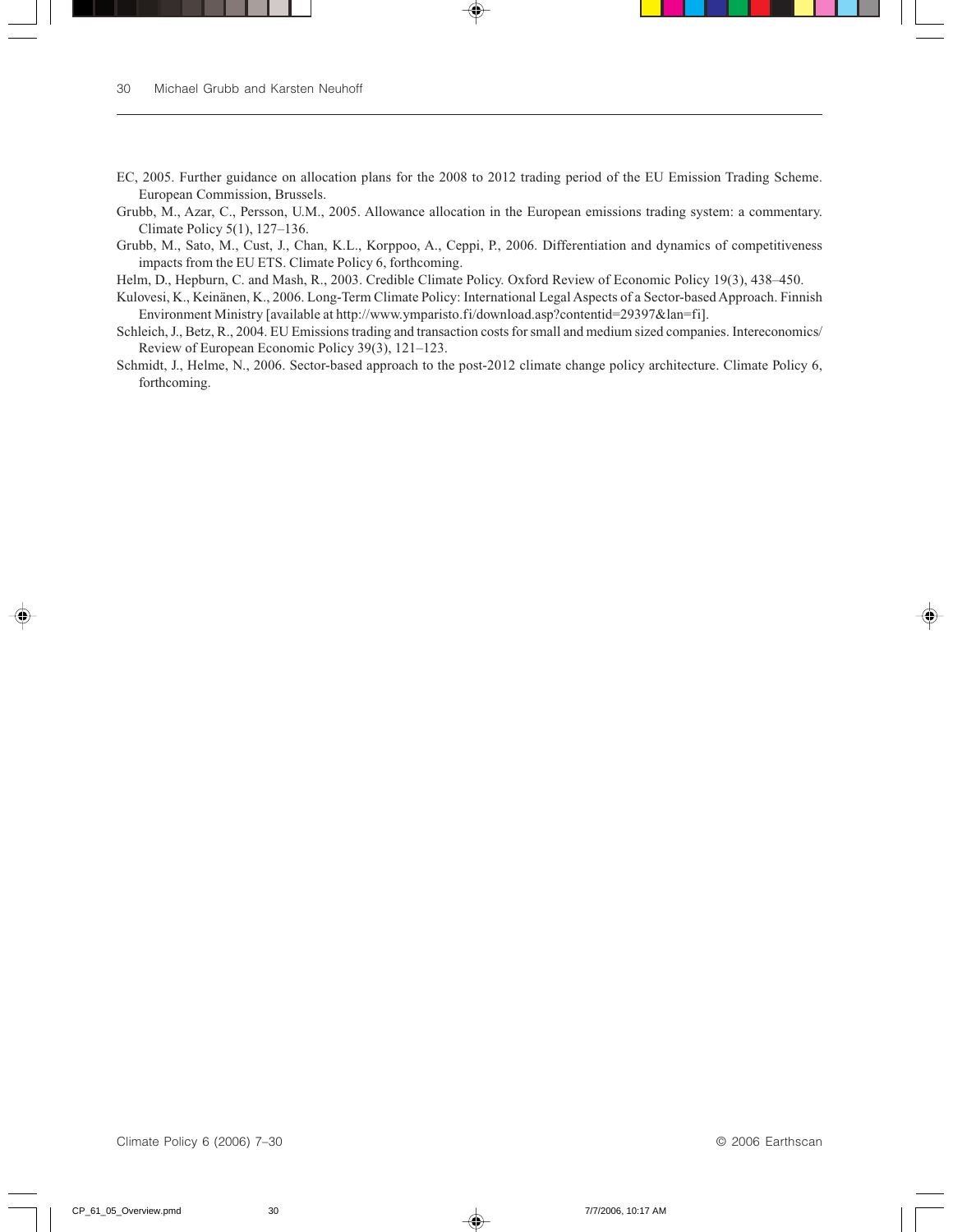EC, 2005. Further guidance on allocation plans for the 2008 to 2012 trading period of the EU Emission Trading Scheme. European Commission, Brussels.

Grubb, M., Azar, C., Persson, U.M., 2005. Allowance allocation in the European emissions trading system: a commentary. Climate Policy 5(1), 127–136.

Grubb, M., Sato, M., Cust, J., Chan, K.L., Korppoo, A., Ceppi, P., 2006. Differentiation and dynamics of competitiveness impacts from the EU ETS. Climate Policy 6, forthcoming.

Helm, D., Hepburn, C. and Mash, R., 2003. Credible Climate Policy. Oxford Review of Economic Policy 19(3), 438–450.

Kulovesi, K., Keinänen, K., 2006. Long-Term Climate Policy: International Legal Aspects of a Sector-based Approach. Finnish Environment Ministry [available at http://www.ymparisto.fi/download.asp?contentid=29397&lan=fi].

Schleich, J., Betz, R., 2004. EU Emissions trading and transaction costs for small and medium sized companies. Intereconomics/ Review of European Economic Policy 39(3), 121–123.

Schmidt, J., Helme, N., 2006. Sector-based approach to the post-2012 climate change policy architecture. Climate Policy 6, forthcoming.